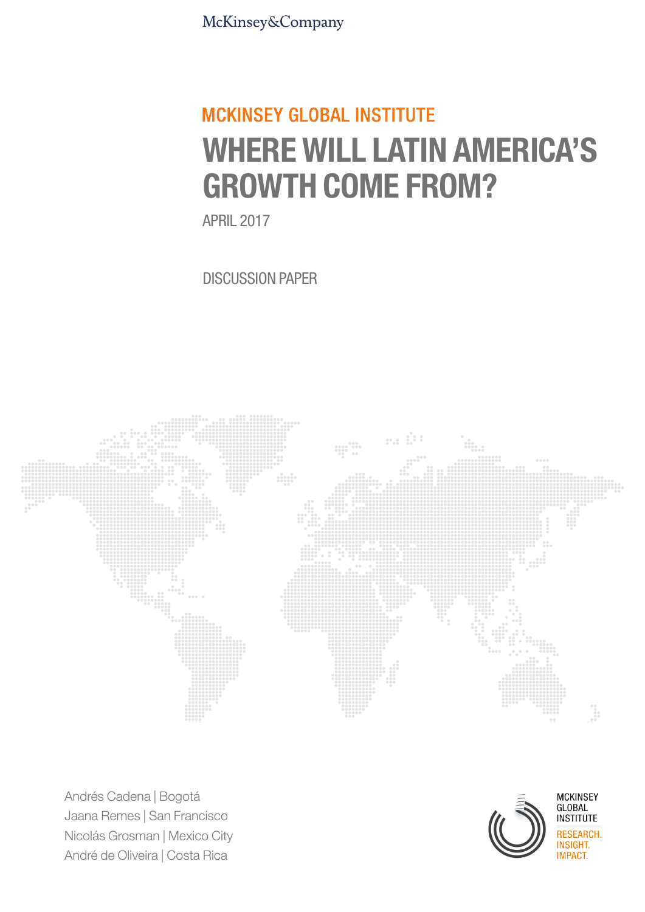McKinsey&Company

MCKINSEY GLOBAL INSTITUTE

# WHERE WILL LATIN AMERICA'S GROWTH COME FROM?

APRIL 2017

DISCUSSION PAPER

Andrés Cadena | Bogotá
Jaana Remes | San Francisco
Nicolás Grosman | Mexico City
André de Oliveira | Costa Rica

MCKINSEY GLOBAL INSTITUTE
RESEARCH. INSIGHT. IMPACT.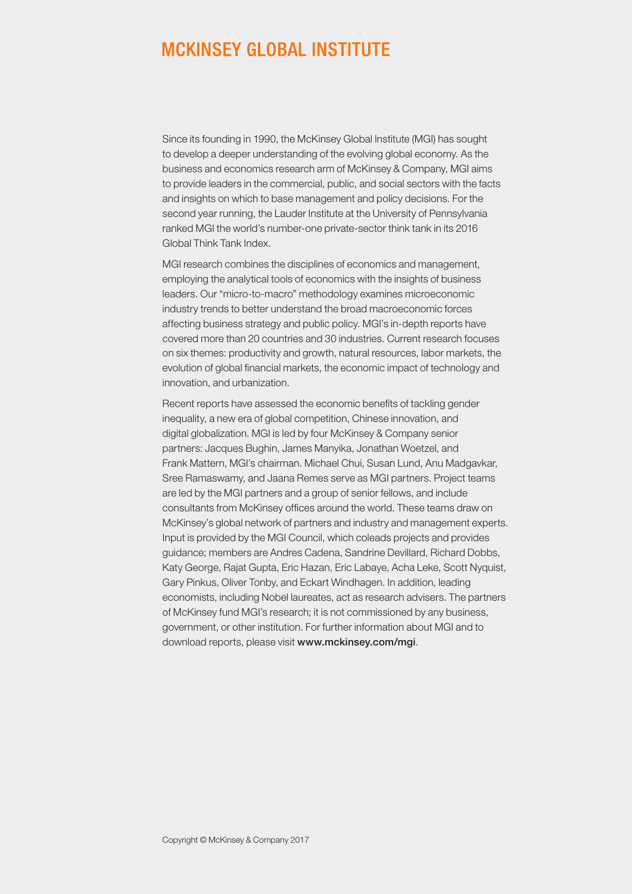# MCKINSEY GLOBAL INSTITUTE

Since its founding in 1990, the McKinsey Global Institute (MGI) has sought to develop a deeper understanding of the evolving global economy. As the business and economics research arm of McKinsey & Company, MGI aims to provide leaders in the commercial, public, and social sectors with the facts and insights on which to base management and policy decisions. For the second year running, the Lauder Institute at the University of Pennsylvania ranked MGI the world's number-one private-sector think tank in its 2016 Global Think Tank Index.

MGI research combines the disciplines of economics and management, employing the analytical tools of economics with the insights of business leaders. Our "micro-to-macro" methodology examines microeconomic industry trends to better understand the broad macroeconomic forces affecting business strategy and public policy. MGI's in-depth reports have covered more than 20 countries and 30 industries. Current research focuses on six themes: productivity and growth, natural resources, labor markets, the evolution of global financial markets, the economic impact of technology and innovation, and urbanization.

Recent reports have assessed the economic benefits of tackling gender inequality, a new era of global competition, Chinese innovation, and digital globalization. MGI is led by four McKinsey & Company senior partners: Jacques Bughin, James Manyika, Jonathan Woetzel, and Frank Mattern, MGI's chairman. Michael Chui, Susan Lund, Anu Madgavkar, Sree Ramaswamy, and Jaana Remes serve as MGI partners. Project teams are led by the MGI partners and a group of senior fellows, and include consultants from McKinsey offices around the world. These teams draw on McKinsey's global network of partners and industry and management experts. Input is provided by the MGI Council, which coleads projects and provides guidance; members are Andres Cadena, Sandrine Devillard, Richard Dobbs, Katy George, Rajat Gupta, Eric Hazan, Eric Labaye, Acha Leke, Scott Nyquist, Gary Pinkus, Oliver Tonby, and Eckart Windhagen. In addition, leading economists, including Nobel laureates, act as research advisers. The partners of McKinsey fund MGI's research; it is not commissioned by any business, government, or other institution. For further information about MGI and to download reports, please visit **www.mckinsey.com/mgi**.

Copyright © McKinsey & Company 2017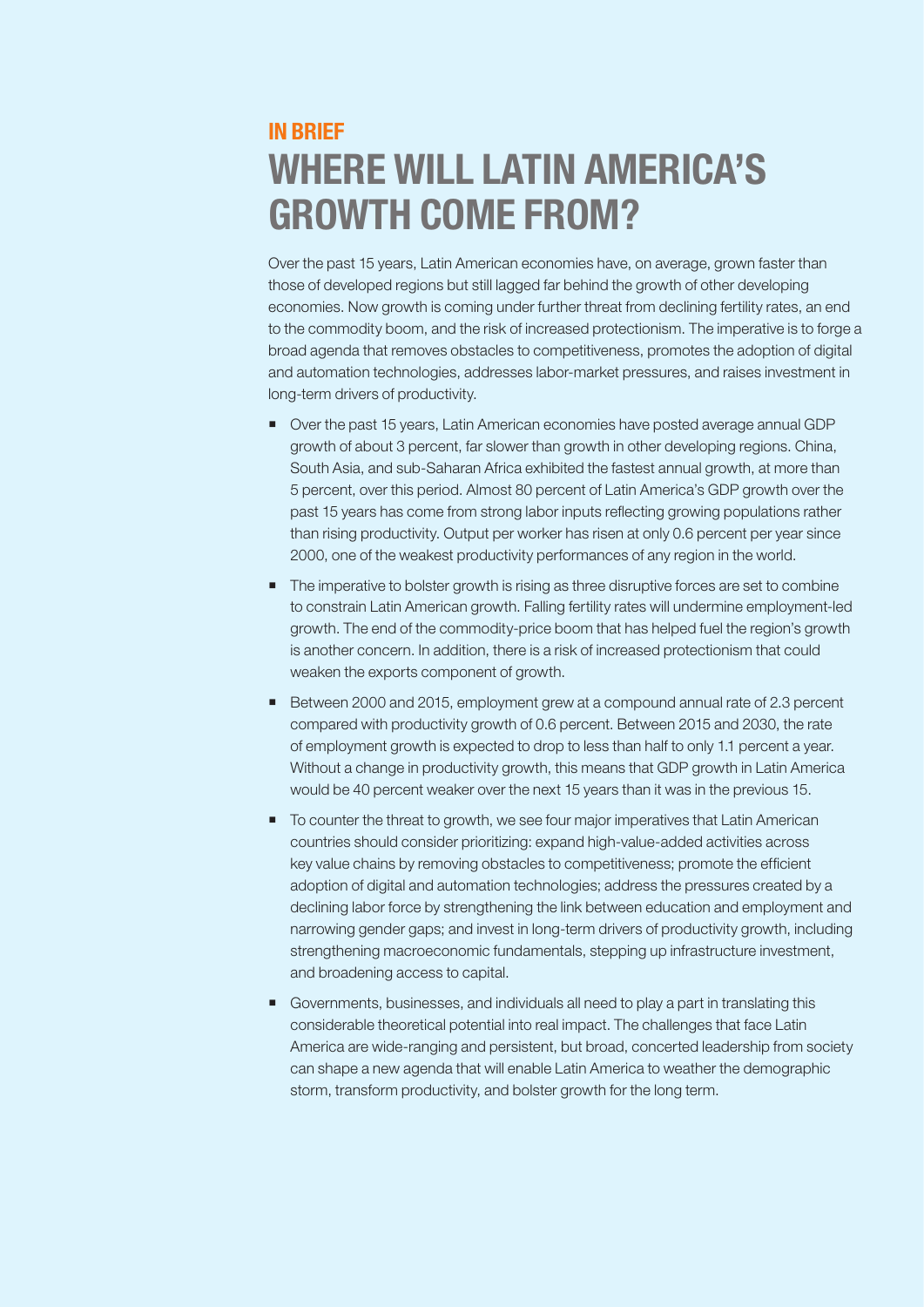### IN BRIEF

# WHERE WILL LATIN AMERICA'S GROWTH COME FROM?

Over the past 15 years, Latin American economies have, on average, grown faster than those of developed regions but still lagged far behind the growth of other developing economies. Now growth is coming under further threat from declining fertility rates, an end to the commodity boom, and the risk of increased protectionism. The imperative is to forge a broad agenda that removes obstacles to competitiveness, promotes the adoption of digital and automation technologies, addresses labor-market pressures, and raises investment in long-term drivers of productivity.

- Over the past 15 years, Latin American economies have posted average annual GDP growth of about 3 percent, far slower than growth in other developing regions. China, South Asia, and sub-Saharan Africa exhibited the fastest annual growth, at more than 5 percent, over this period. Almost 80 percent of Latin America's GDP growth over the past 15 years has come from strong labor inputs reflecting growing populations rather than rising productivity. Output per worker has risen at only 0.6 percent per year since 2000, one of the weakest productivity performances of any region in the world.
- The imperative to bolster growth is rising as three disruptive forces are set to combine to constrain Latin American growth. Falling fertility rates will undermine employment-led growth. The end of the commodity-price boom that has helped fuel the region's growth is another concern. In addition, there is a risk of increased protectionism that could weaken the exports component of growth.
- Between 2000 and 2015, employment grew at a compound annual rate of 2.3 percent compared with productivity growth of 0.6 percent. Between 2015 and 2030, the rate of employment growth is expected to drop to less than half to only 1.1 percent a year. Without a change in productivity growth, this means that GDP growth in Latin America would be 40 percent weaker over the next 15 years than it was in the previous 15.
- To counter the threat to growth, we see four major imperatives that Latin American countries should consider prioritizing: expand high-value-added activities across key value chains by removing obstacles to competitiveness; promote the efficient adoption of digital and automation technologies; address the pressures created by a declining labor force by strengthening the link between education and employment and narrowing gender gaps; and invest in long-term drivers of productivity growth, including strengthening macroeconomic fundamentals, stepping up infrastructure investment, and broadening access to capital.
- Governments, businesses, and individuals all need to play a part in translating this considerable theoretical potential into real impact. The challenges that face Latin America are wide-ranging and persistent, but broad, concerted leadership from society can shape a new agenda that will enable Latin America to weather the demographic storm, transform productivity, and bolster growth for the long term.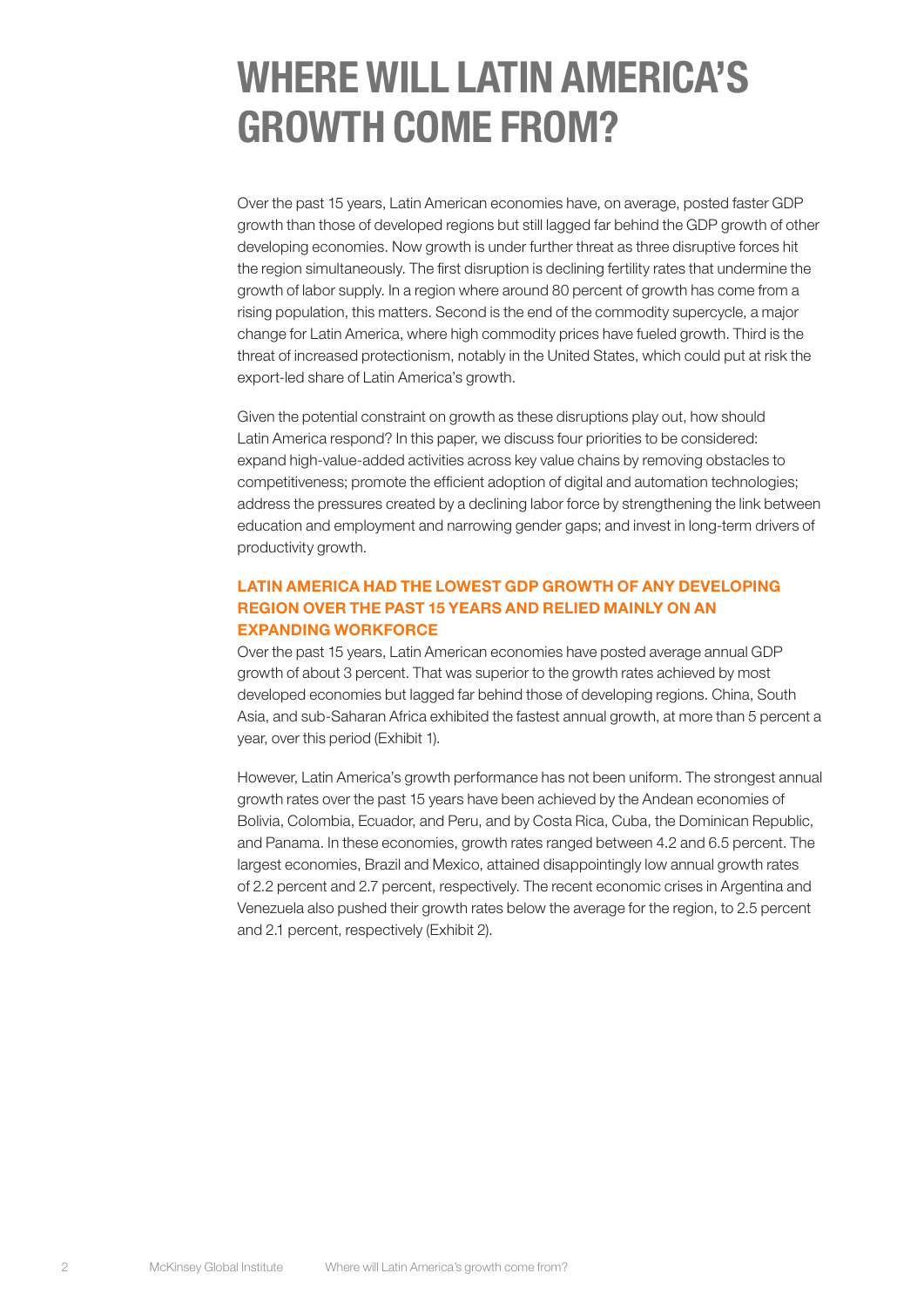# WHERE WILL LATIN AMERICA'S GROWTH COME FROM?

Over the past 15 years, Latin American economies have, on average, posted faster GDP growth than those of developed regions but still lagged far behind the GDP growth of other developing economies. Now growth is under further threat as three disruptive forces hit the region simultaneously. The first disruption is declining fertility rates that undermine the growth of labor supply. In a region where around 80 percent of growth has come from a rising population, this matters. Second is the end of the commodity supercycle, a major change for Latin America, where high commodity prices have fueled growth. Third is the threat of increased protectionism, notably in the United States, which could put at risk the export-led share of Latin America's growth.

Given the potential constraint on growth as these disruptions play out, how should Latin America respond? In this paper, we discuss four priorities to be considered: expand high-value-added activities across key value chains by removing obstacles to competitiveness; promote the efficient adoption of digital and automation technologies; address the pressures created by a declining labor force by strengthening the link between education and employment and narrowing gender gaps; and invest in long-term drivers of productivity growth.

### LATIN AMERICA HAD THE LOWEST GDP GROWTH OF ANY DEVELOPING REGION OVER THE PAST 15 YEARS AND RELIED MAINLY ON AN EXPANDING WORKFORCE

Over the past 15 years, Latin American economies have posted average annual GDP growth of about 3 percent. That was superior to the growth rates achieved by most developed economies but lagged far behind those of developing regions. China, South Asia, and sub-Saharan Africa exhibited the fastest annual growth, at more than 5 percent a year, over this period (Exhibit 1).

However, Latin America's growth performance has not been uniform. The strongest annual growth rates over the past 15 years have been achieved by the Andean economies of Bolivia, Colombia, Ecuador, and Peru, and by Costa Rica, Cuba, the Dominican Republic, and Panama. In these economies, growth rates ranged between 4.2 and 6.5 percent. The largest economies, Brazil and Mexico, attained disappointingly low annual growth rates of 2.2 percent and 2.7 percent, respectively. The recent economic crises in Argentina and Venezuela also pushed their growth rates below the average for the region, to 2.5 percent and 2.1 percent, respectively (Exhibit 2).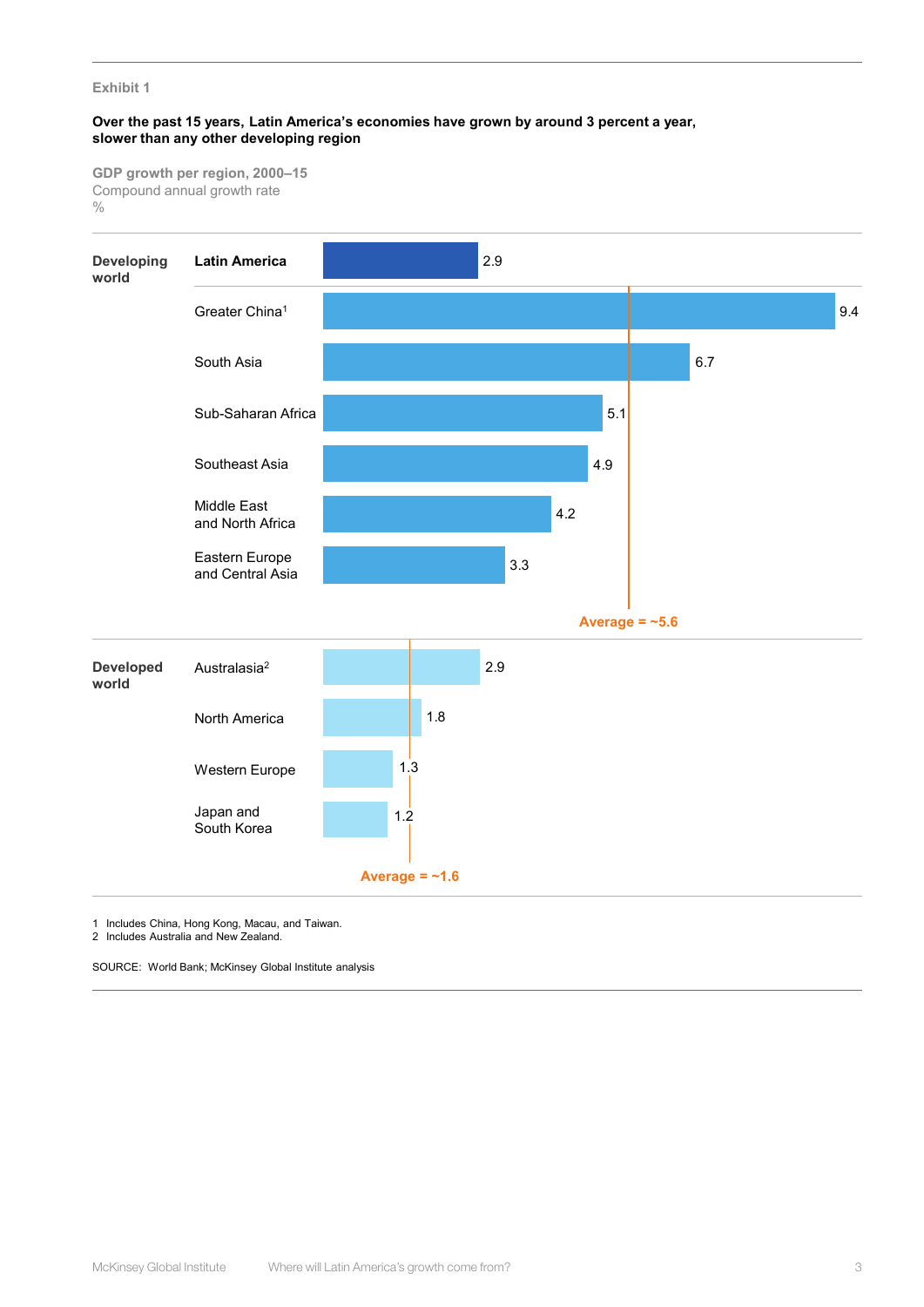Exhibit 1

**Over the past 15 years, Latin America's economies have grown by around 3 percent a year, slower than any other developing region**

GDP growth per region, 2000–15
Compound annual growth rate
%

| | Region | Growth (%) |
|---|---|---|
| **Developing world** | **Latin America** | 2.9 |
| | Greater China[1] | 9.4 |
| | South Asia | 6.7 |
| | Sub-Saharan Africa | 5.1 |
| | Southeast Asia | 4.9 |
| | Middle East and North Africa | 4.2 |
| | Eastern Europe and Central Asia | 3.3 |
| | **Average = ~5.6** | |
| **Developed world** | Australasia[2] | 2.9 |
| | North America | 1.8 |
| | Western Europe | 1.3 |
| | Japan and South Korea | 1.2 |
| | **Average = ~1.6** | |

1 Includes China, Hong Kong, Macau, and Taiwan.
2 Includes Australia and New Zealand.

SOURCE: World Bank; McKinsey Global Institute analysis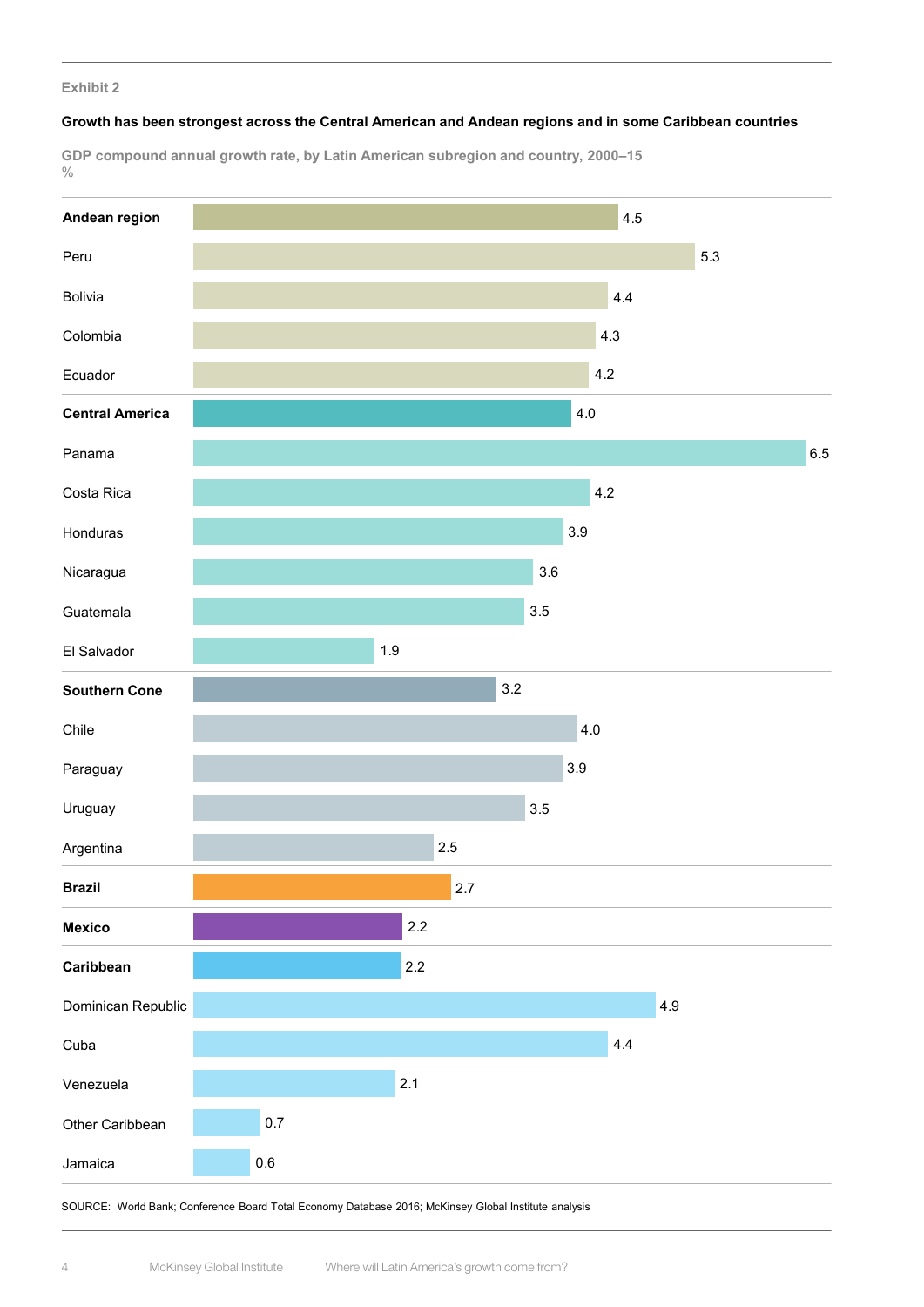Exhibit 2

**Growth has been strongest across the Central American and Andean regions and in some Caribbean countries**

GDP compound annual growth rate, by Latin American subregion and country, 2000–15
%

| Region / Country | % |
|---|---|
| **Andean region** | 4.5 |
| Peru | 5.3 |
| Bolivia | 4.4 |
| Colombia | 4.3 |
| Ecuador | 4.2 |
| **Central America** | 4.0 |
| Panama | 6.5 |
| Costa Rica | 4.2 |
| Honduras | 3.9 |
| Nicaragua | 3.6 |
| Guatemala | 3.5 |
| El Salvador | 1.9 |
| **Southern Cone** | 3.2 |
| Chile | 4.0 |
| Paraguay | 3.9 |
| Uruguay | 3.5 |
| Argentina | 2.5 |
| **Brazil** | 2.7 |
| **Mexico** | 2.2 |
| **Caribbean** | 2.2 |
| Dominican Republic | 4.9 |
| Cuba | 4.4 |
| Venezuela | 2.1 |
| Other Caribbean | 0.7 |
| Jamaica | 0.6 |

SOURCE: World Bank; Conference Board Total Economy Database 2016; McKinsey Global Institute analysis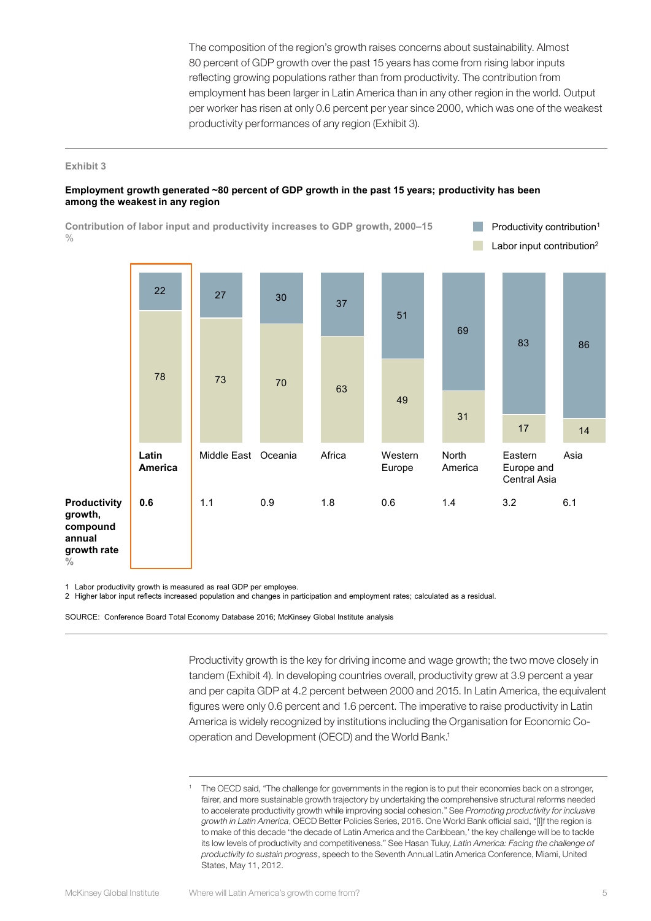The composition of the region's growth raises concerns about sustainability. Almost 80 percent of GDP growth over the past 15 years has come from rising labor inputs reflecting growing populations rather than from productivity. The contribution from employment has been larger in Latin America than in any other region in the world. Output per worker has risen at only 0.6 percent per year since 2000, which was one of the weakest productivity performances of any region (Exhibit 3).

Exhibit 3

**Employment growth generated ~80 percent of GDP growth in the past 15 years; productivity has been among the weakest in any region**

Contribution of labor input and productivity increases to GDP growth, 2000–15
%

| | **Latin America** | Middle East | Oceania | Africa | Western Europe | North America | Eastern Europe and Central Asia | Asia |
|---|---|---|---|---|---|---|---|---|
| Productivity contribution[1] | 22 | 27 | 30 | 37 | 51 | 69 | 83 | 86 |
| Labor input contribution[2] | 78 | 73 | 70 | 63 | 49 | 31 | 17 | 14 |
| **Productivity growth, compound annual growth rate** % | **0.6** | 1.1 | 0.9 | 1.8 | 0.6 | 1.4 | 3.2 | 6.1 |

1 Labor productivity growth is measured as real GDP per employee.
2 Higher labor input reflects increased population and changes in participation and employment rates; calculated as a residual.

SOURCE: Conference Board Total Economy Database 2016; McKinsey Global Institute analysis

Productivity growth is the key for driving income and wage growth; the two move closely in tandem (Exhibit 4). In developing countries overall, productivity grew at 3.9 percent a year and per capita GDP at 4.2 percent between 2000 and 2015. In Latin America, the equivalent figures were only 0.6 percent and 1.6 percent. The imperative to raise productivity in Latin America is widely recognized by institutions including the Organisation for Economic Co-operation and Development (OECD) and the World Bank.[1]

[1] The OECD said, "The challenge for governments in the region is to put their economies back on a stronger, fairer, and more sustainable growth trajectory by undertaking the comprehensive structural reforms needed to accelerate productivity growth while improving social cohesion." See *Promoting productivity for inclusive growth in Latin America*, OECD Better Policies Series, 2016. One World Bank official said, "[I]f the region is to make of this decade 'the decade of Latin America and the Caribbean,' the key challenge will be to tackle its low levels of productivity and competitiveness." See Hasan Tuluy, *Latin America: Facing the challenge of productivity to sustain progress*, speech to the Seventh Annual Latin America Conference, Miami, United States, May 11, 2012.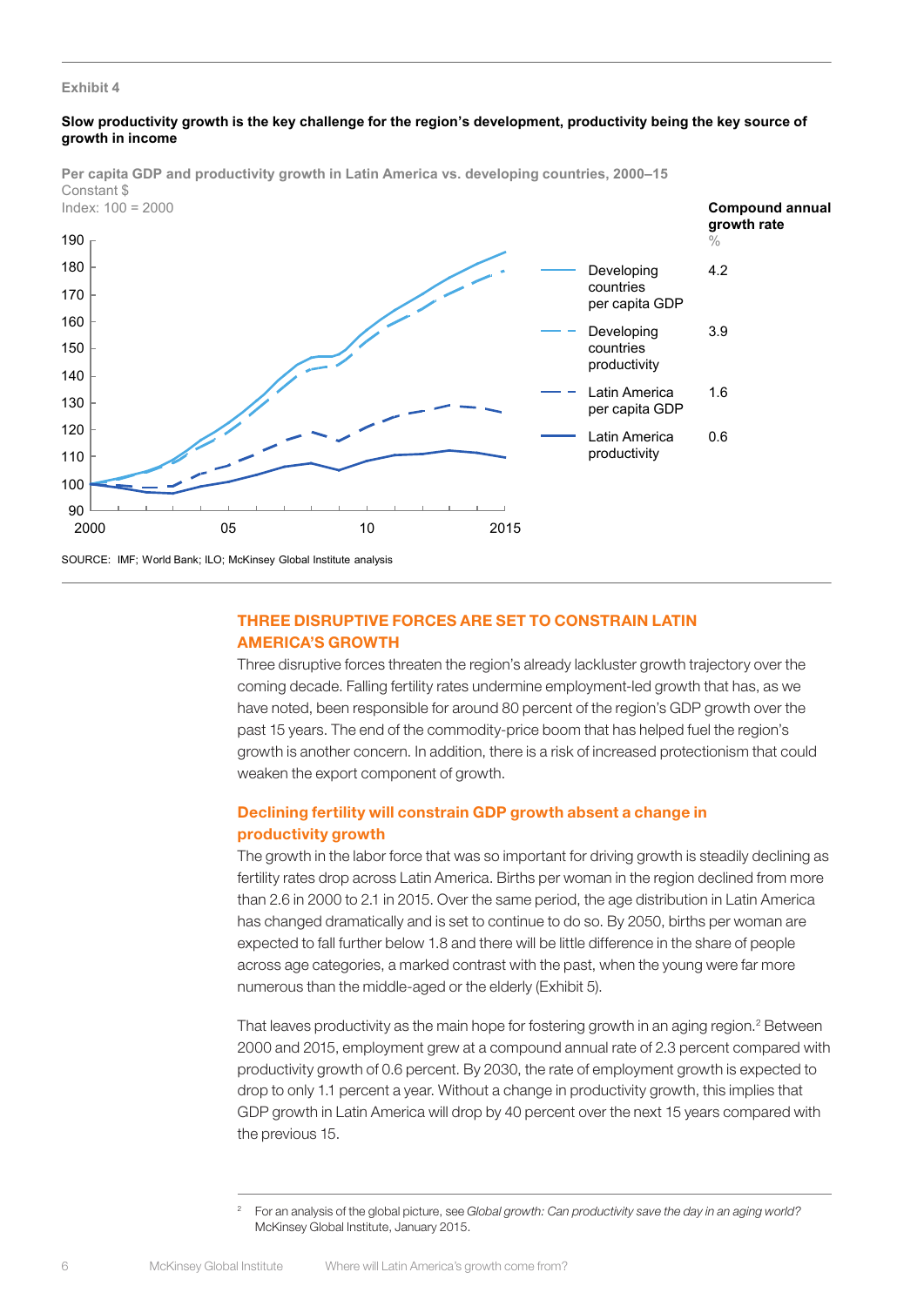Exhibit 4

**Slow productivity growth is the key challenge for the region's development, productivity being the key source of growth in income**

**Per capita GDP and productivity growth in Latin America vs. developing countries, 2000–15**
Constant $
Index: 100 = 2000

| Series | Compound annual growth rate (%) |
|---|---|
| Developing countries per capita GDP | 4.2 |
| Developing countries productivity | 3.9 |
| Latin America per capita GDP | 1.6 |
| Latin America productivity | 0.6 |

SOURCE: IMF; World Bank; ILO; McKinsey Global Institute analysis

## THREE DISRUPTIVE FORCES ARE SET TO CONSTRAIN LATIN AMERICA'S GROWTH

Three disruptive forces threaten the region's already lackluster growth trajectory over the coming decade. Falling fertility rates undermine employment-led growth that has, as we have noted, been responsible for around 80 percent of the region's GDP growth over the past 15 years. The end of the commodity-price boom that has helped fuel the region's growth is another concern. In addition, there is a risk of increased protectionism that could weaken the export component of growth.

### Declining fertility will constrain GDP growth absent a change in productivity growth

The growth in the labor force that was so important for driving growth is steadily declining as fertility rates drop across Latin America. Births per woman in the region declined from more than 2.6 in 2000 to 2.1 in 2015. Over the same period, the age distribution in Latin America has changed dramatically and is set to continue to do so. By 2050, births per woman are expected to fall further below 1.8 and there will be little difference in the share of people across age categories, a marked contrast with the past, when the young were far more numerous than the middle-aged or the elderly (Exhibit 5).

That leaves productivity as the main hope for fostering growth in an aging region.[2] Between 2000 and 2015, employment grew at a compound annual rate of 2.3 percent compared with productivity growth of 0.6 percent. By 2030, the rate of employment growth is expected to drop to only 1.1 percent a year. Without a change in productivity growth, this implies that GDP growth in Latin America will drop by 40 percent over the next 15 years compared with the previous 15.

[2] For an analysis of the global picture, see *Global growth: Can productivity save the day in an aging world?* McKinsey Global Institute, January 2015.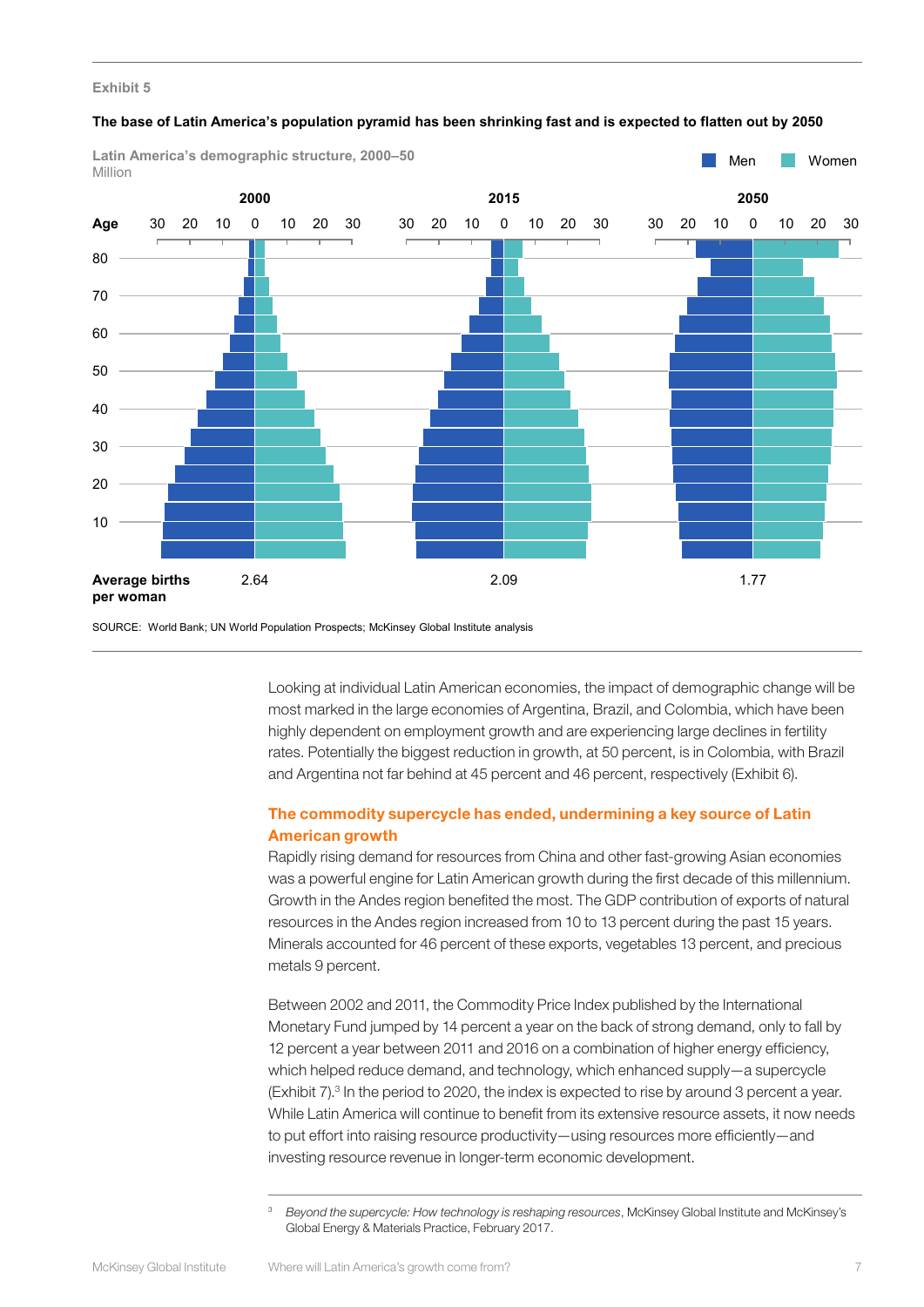Exhibit 5

**The base of Latin America's population pyramid has been shrinking fast and is expected to flatten out by 2050**

Latin America's demographic structure, 2000–50

Million

| | 2000 | 2015 | 2050 |
|---|---|---|---|
| Average births per woman | 2.64 | 2.09 | 1.77 |

SOURCE: World Bank; UN World Population Prospects; McKinsey Global Institute analysis

Looking at individual Latin American economies, the impact of demographic change will be most marked in the large economies of Argentina, Brazil, and Colombia, which have been highly dependent on employment growth and are experiencing large declines in fertility rates. Potentially the biggest reduction in growth, at 50 percent, is in Colombia, with Brazil and Argentina not far behind at 45 percent and 46 percent, respectively (Exhibit 6).

### The commodity supercycle has ended, undermining a key source of Latin American growth

Rapidly rising demand for resources from China and other fast-growing Asian economies was a powerful engine for Latin American growth during the first decade of this millennium. Growth in the Andes region benefited the most. The GDP contribution of exports of natural resources in the Andes region increased from 10 to 13 percent during the past 15 years. Minerals accounted for 46 percent of these exports, vegetables 13 percent, and precious metals 9 percent.

Between 2002 and 2011, the Commodity Price Index published by the International Monetary Fund jumped by 14 percent a year on the back of strong demand, only to fall by 12 percent a year between 2011 and 2016 on a combination of higher energy efficiency, which helped reduce demand, and technology, which enhanced supply—a supercycle (Exhibit 7).[3] In the period to 2020, the index is expected to rise by around 3 percent a year. While Latin America will continue to benefit from its extensive resource assets, it now needs to put effort into raising resource productivity—using resources more efficiently—and investing resource revenue in longer-term economic development.

[3] *Beyond the supercycle: How technology is reshaping resources*, McKinsey Global Institute and McKinsey's Global Energy & Materials Practice, February 2017.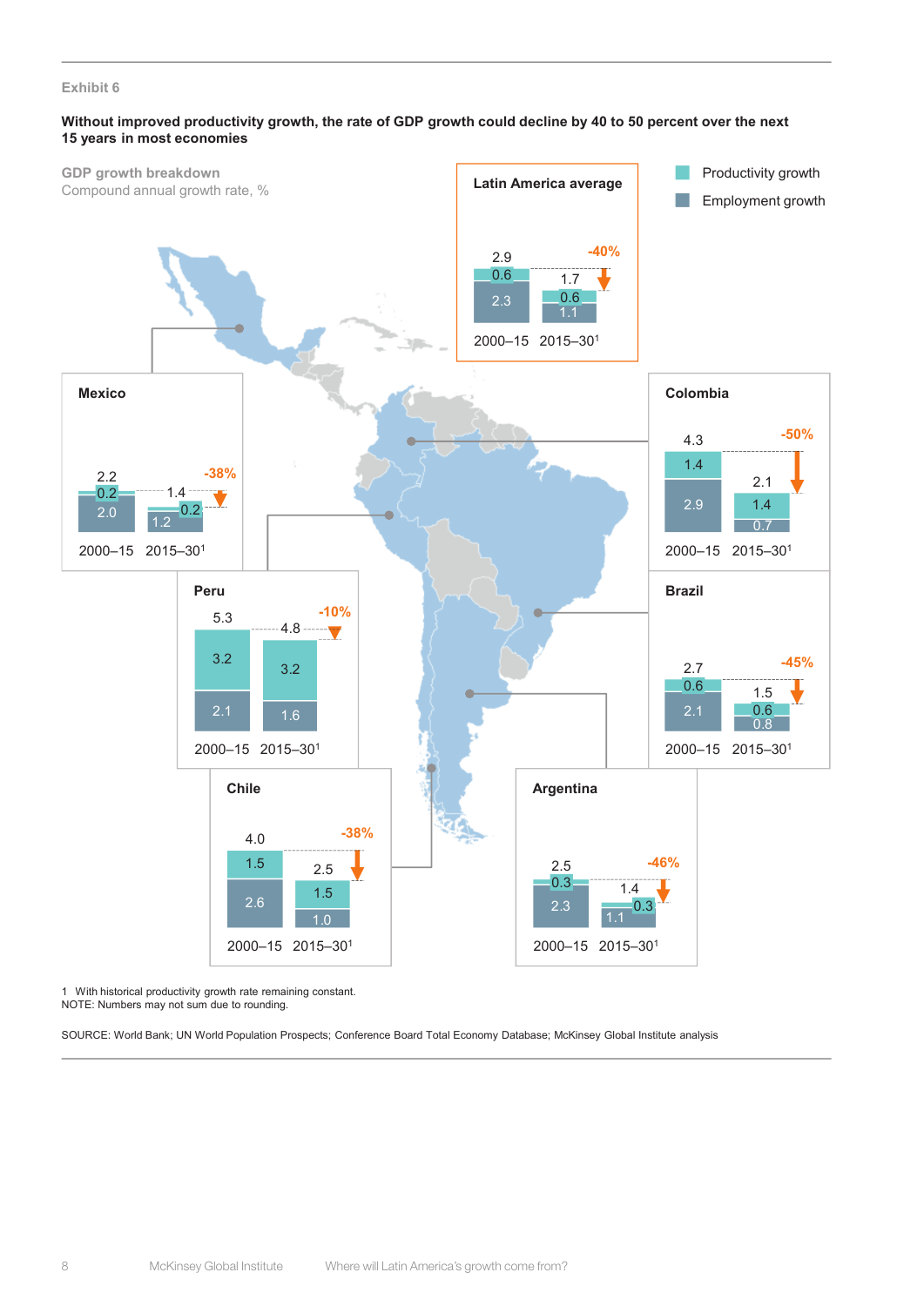Exhibit 6

**Without improved productivity growth, the rate of GDP growth could decline by 40 to 50 percent over the next 15 years in most economies**

GDP growth breakdown
Compound annual growth rate, %

| Economy | Period | GDP growth | Productivity growth | Employment growth | Change |
|---|---|---|---|---|---|
| Latin America average | 2000–15 | 2.9 | 0.6 | 2.3 | |
| | 2015–30[1] | 1.7 | 0.6 | 1.1 | -40% |
| Mexico | 2000–15 | 2.2 | 0.2 | 2.0 | |
| | 2015–30[1] | 1.4 | 0.2 | 1.2 | -38% |
| Colombia | 2000–15 | 4.3 | 1.4 | 2.9 | |
| | 2015–30[1] | 2.1 | 1.4 | 0.7 | -50% |
| Peru | 2000–15 | 5.3 | 3.2 | 2.1 | |
| | 2015–30[1] | 4.8 | 3.2 | 1.6 | -10% |
| Brazil | 2000–15 | 2.7 | 0.6 | 2.1 | |
| | 2015–30[1] | 1.5 | 0.6 | 0.8 | -45% |
| Chile | 2000–15 | 4.0 | 1.5 | 2.6 | |
| | 2015–30[1] | 2.5 | 1.5 | 1.0 | -38% |
| Argentina | 2000–15 | 2.5 | 0.3 | 2.3 | |
| | 2015–30[1] | 1.4 | 0.3 | 1.1 | -46% |

1 With historical productivity growth rate remaining constant.
NOTE: Numbers may not sum due to rounding.

SOURCE: World Bank; UN World Population Prospects; Conference Board Total Economy Database; McKinsey Global Institute analysis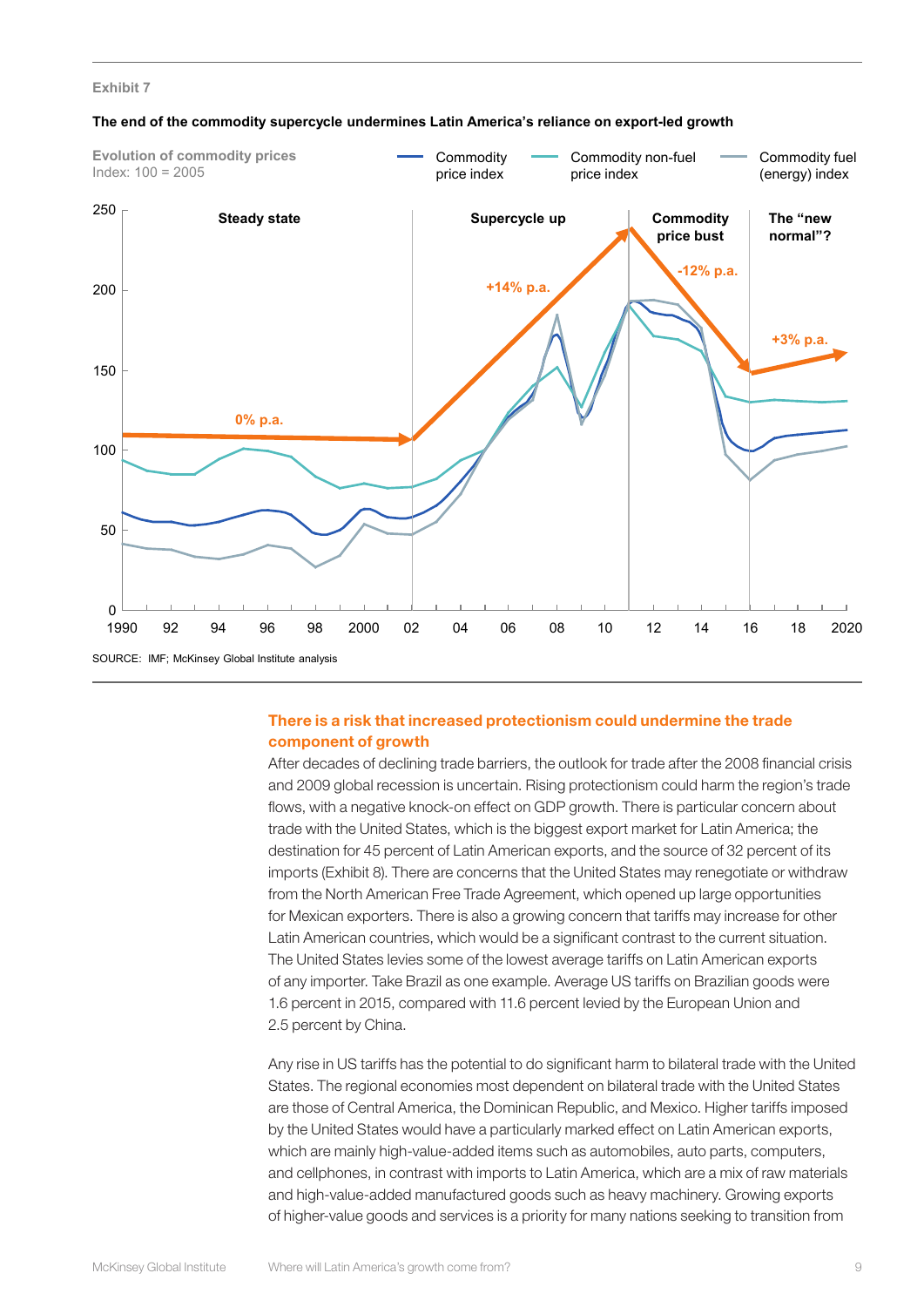Exhibit 7

**The end of the commodity supercycle undermines Latin America's reliance on export-led growth**

Evolution of commodity prices
Index: 100 = 2005

Commodity price index | Commodity non-fuel price index | Commodity fuel (energy) index

Steady state: 0% p.a. | Supercycle up: +14% p.a. | Commodity price bust: -12% p.a. | The "new normal"?: +3% p.a.

SOURCE: IMF; McKinsey Global Institute analysis

## There is a risk that increased protectionism could undermine the trade component of growth

After decades of declining trade barriers, the outlook for trade after the 2008 financial crisis and 2009 global recession is uncertain. Rising protectionism could harm the region's trade flows, with a negative knock-on effect on GDP growth. There is particular concern about trade with the United States, which is the biggest export market for Latin America; the destination for 45 percent of Latin American exports, and the source of 32 percent of its imports (Exhibit 8). There are concerns that the United States may renegotiate or withdraw from the North American Free Trade Agreement, which opened up large opportunities for Mexican exporters. There is also a growing concern that tariffs may increase for other Latin American countries, which would be a significant contrast to the current situation. The United States levies some of the lowest average tariffs on Latin American exports of any importer. Take Brazil as one example. Average US tariffs on Brazilian goods were 1.6 percent in 2015, compared with 11.6 percent levied by the European Union and 2.5 percent by China.

Any rise in US tariffs has the potential to do significant harm to bilateral trade with the United States. The regional economies most dependent on bilateral trade with the United States are those of Central America, the Dominican Republic, and Mexico. Higher tariffs imposed by the United States would have a particularly marked effect on Latin American exports, which are mainly high-value-added items such as automobiles, auto parts, computers, and cellphones, in contrast with imports to Latin America, which are a mix of raw materials and high-value-added manufactured goods such as heavy machinery. Growing exports of higher-value goods and services is a priority for many nations seeking to transition from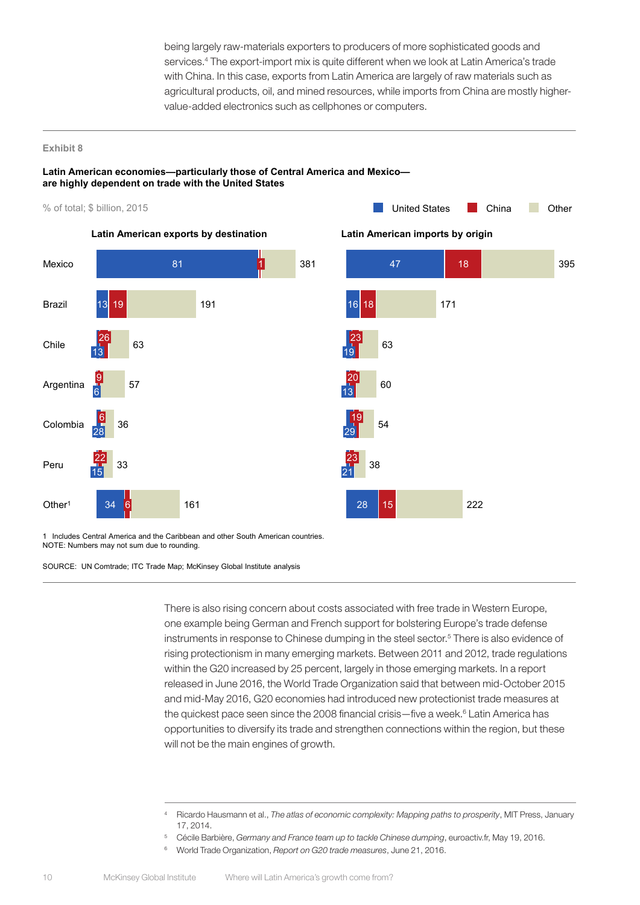being largely raw-materials exporters to producers of more sophisticated goods and services.[4] The export-import mix is quite different when we look at Latin America's trade with China. In this case, exports from Latin America are largely of raw materials such as agricultural products, oil, and mined resources, while imports from China are mostly higher-value-added electronics such as cellphones or computers.

Exhibit 8

**Latin American economies—particularly those of Central America and Mexico—are highly dependent on trade with the United States**

% of total; $ billion, 2015

| | Latin American exports by destination | | | Latin American imports by origin | | |
|---|---|---|---|---|---|---|
| | United States | China | Total ($ billion) | United States | China | Total ($ billion) |
| Mexico | 81 | 1 | 381 | 47 | 18 | 395 |
| Brazil | 13 | 19 | 191 | 16 | 18 | 171 |
| Chile | 13 | 26 | 63 | 19 | 23 | 63 |
| Argentina | 6 | 9 | 57 | 13 | 20 | 60 |
| Colombia | 28 | 6 | 36 | 29 | 19 | 54 |
| Peru | 15 | 22 | 33 | 21 | 23 | 38 |
| Other[1] | 34 | 6 | 161 | 28 | 15 | 222 |

1 Includes Central America and the Caribbean and other South American countries.
NOTE: Numbers may not sum due to rounding.

SOURCE: UN Comtrade; ITC Trade Map; McKinsey Global Institute analysis

There is also rising concern about costs associated with free trade in Western Europe, one example being German and French support for bolstering Europe's trade defense instruments in response to Chinese dumping in the steel sector.[5] There is also evidence of rising protectionism in many emerging markets. Between 2011 and 2012, trade regulations within the G20 increased by 25 percent, largely in those emerging markets. In a report released in June 2016, the World Trade Organization said that between mid-October 2015 and mid-May 2016, G20 economies had introduced new protectionist trade measures at the quickest pace seen since the 2008 financial crisis—five a week.[6] Latin America has opportunities to diversify its trade and strengthen connections within the region, but these will not be the main engines of growth.

[4] Ricardo Hausmann et al., *The atlas of economic complexity: Mapping paths to prosperity*, MIT Press, January 17, 2014.

[5] Cécile Barbière, *Germany and France team up to tackle Chinese dumping*, euroactiv.fr, May 19, 2016.

[6] World Trade Organization, *Report on G20 trade measures*, June 21, 2016.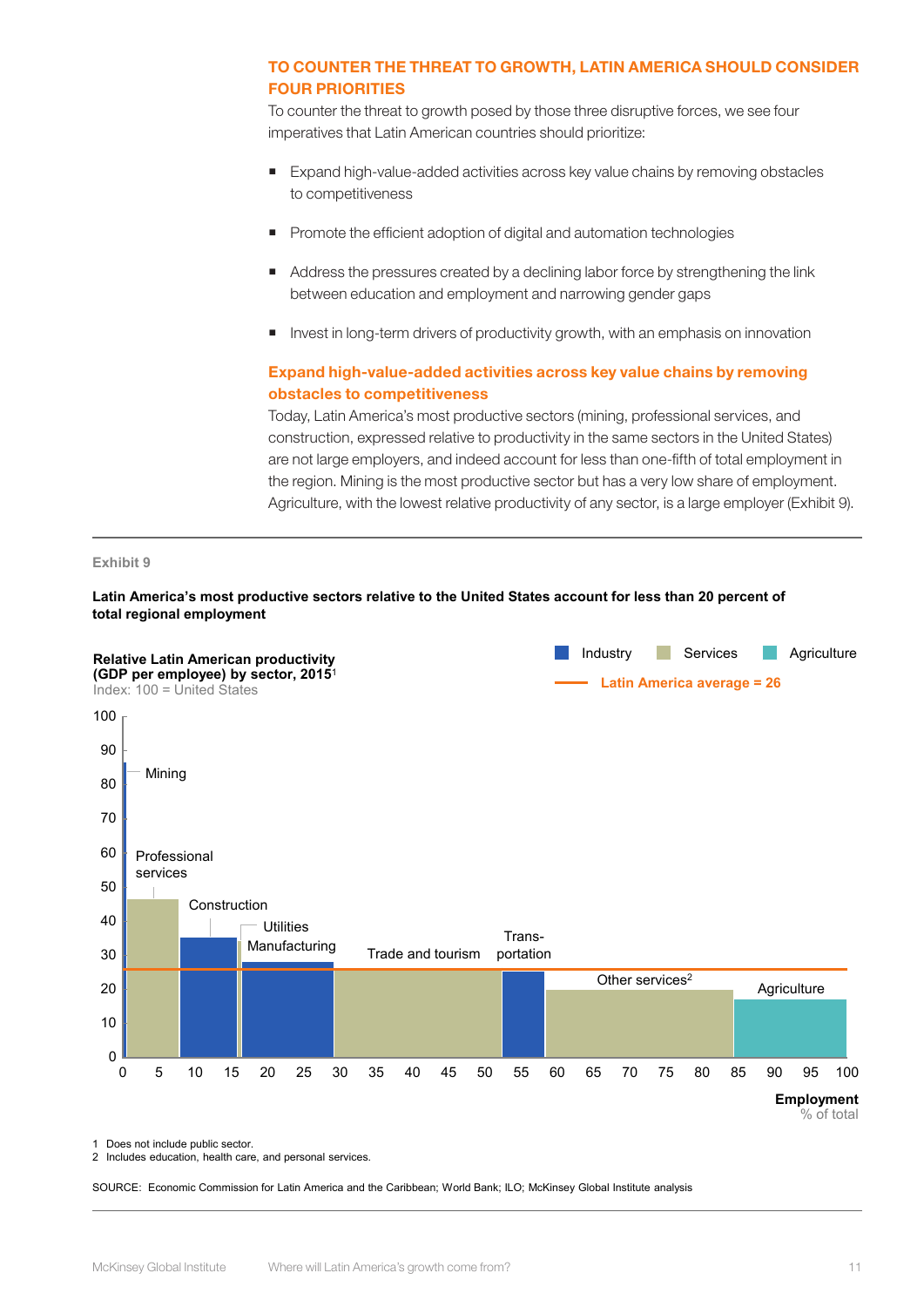## TO COUNTER THE THREAT TO GROWTH, LATIN AMERICA SHOULD CONSIDER FOUR PRIORITIES

To counter the threat to growth posed by those three disruptive forces, we see four imperatives that Latin American countries should prioritize:

- Expand high-value-added activities across key value chains by removing obstacles to competitiveness
- Promote the efficient adoption of digital and automation technologies
- Address the pressures created by a declining labor force by strengthening the link between education and employment and narrowing gender gaps
- Invest in long-term drivers of productivity growth, with an emphasis on innovation

### Expand high-value-added activities across key value chains by removing obstacles to competitiveness

Today, Latin America's most productive sectors (mining, professional services, and construction, expressed relative to productivity in the same sectors in the United States) are not large employers, and indeed account for less than one-fifth of total employment in the region. Mining is the most productive sector but has a very low share of employment. Agriculture, with the lowest relative productivity of any sector, is a large employer (Exhibit 9).

Exhibit 9

**Latin America's most productive sectors relative to the United States account for less than 20 percent of total regional employment**

**Relative Latin American productivity (GDP per employee) by sector, 2015[1]**
Index: 100 = United States

Industry | Services | Agriculture
Latin America average = 26

Mining; Professional services; Construction; Utilities; Manufacturing; Trade and tourism; Trans-portation; Other services[2]; Agriculture

0 5 10 15 20 25 30 35 40 45 50 55 60 65 70 75 80 85 90 95 100

**Employment**
% of total

1 Does not include public sector.
2 Includes education, health care, and personal services.

SOURCE: Economic Commission for Latin America and the Caribbean; World Bank; ILO; McKinsey Global Institute analysis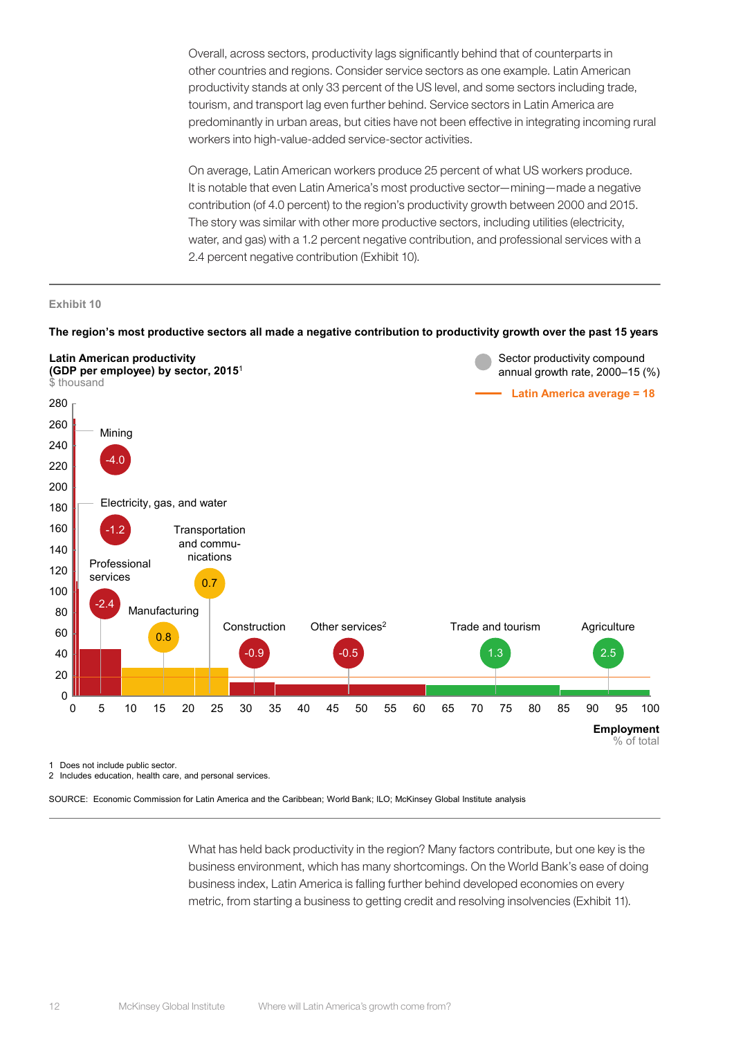Overall, across sectors, productivity lags significantly behind that of counterparts in other countries and regions. Consider service sectors as one example. Latin American productivity stands at only 33 percent of the US level, and some sectors including trade, tourism, and transport lag even further behind. Service sectors in Latin America are predominantly in urban areas, but cities have not been effective in integrating incoming rural workers into high-value-added service-sector activities.

On average, Latin American workers produce 25 percent of what US workers produce. It is notable that even Latin America's most productive sector—mining—made a negative contribution (of 4.0 percent) to the region's productivity growth between 2000 and 2015. The story was similar with other more productive sectors, including utilities (electricity, water, and gas) with a 1.2 percent negative contribution, and professional services with a 2.4 percent negative contribution (Exhibit 10).

**Exhibit 10**

**The region's most productive sectors all made a negative contribution to productivity growth over the past 15 years**

**Latin American productivity (GDP per employee) by sector, 2015**[1]
$ thousand

Sector productivity compound annual growth rate, 2000–15 (%)

Latin America average = 18

| Sector | Sector productivity CAGR, 2000–15 (%) |
|---|---|
| Mining | -4.0 |
| Electricity, gas, and water | -1.2 |
| Professional services | -2.4 |
| Manufacturing | 0.8 |
| Transportation and communications | 0.7 |
| Construction | -0.9 |
| Other services[2] | -0.5 |
| Trade and tourism | 1.3 |
| Agriculture | 2.5 |

**Employment**
% of total

1 Does not include public sector.
2 Includes education, health care, and personal services.

SOURCE: Economic Commission for Latin America and the Caribbean; World Bank; ILO; McKinsey Global Institute analysis

What has held back productivity in the region? Many factors contribute, but one key is the business environment, which has many shortcomings. On the World Bank's ease of doing business index, Latin America is falling further behind developed economies on every metric, from starting a business to getting credit and resolving insolvencies (Exhibit 11).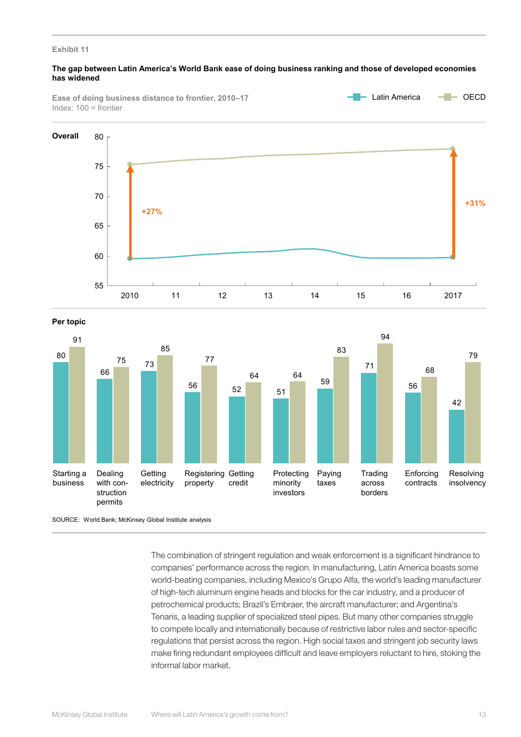Exhibit 11

**The gap between Latin America's World Bank ease of doing business ranking and those of developed economies has widened**

Ease of doing business distance to frontier, 2010–17
Index: 100 = frontier

Latin America | OECD

**Overall**

+27% (2010), +31% (2017)

**Per topic**

| Topic | Latin America | OECD |
|---|---|---|
| Starting a business | 80 | 91 |
| Dealing with construction permits | 66 | 75 |
| Getting electricity | 73 | 85 |
| Registering property | 56 | 77 |
| Getting credit | 52 | 64 |
| Protecting minority investors | 51 | 64 |
| Paying taxes | 59 | 83 |
| Trading across borders | 71 | 94 |
| Enforcing contracts | 56 | 68 |
| Resolving insolvency | 42 | 79 |

SOURCE: World Bank; McKinsey Global Institute analysis

The combination of stringent regulation and weak enforcement is a significant hindrance to companies' performance across the region. In manufacturing, Latin America boasts some world-beating companies, including Mexico's Grupo Alfa, the world's leading manufacturer of high-tech aluminum engine heads and blocks for the car industry, and a producer of petrochemical products; Brazil's Embraer, the aircraft manufacturer; and Argentina's Tenaris, a leading supplier of specialized steel pipes. But many other companies struggle to compete locally and internationally because of restrictive labor rules and sector-specific regulations that persist across the region. High social taxes and stringent job security laws make firing redundant employees difficult and leave employers reluctant to hire, stoking the informal labor market.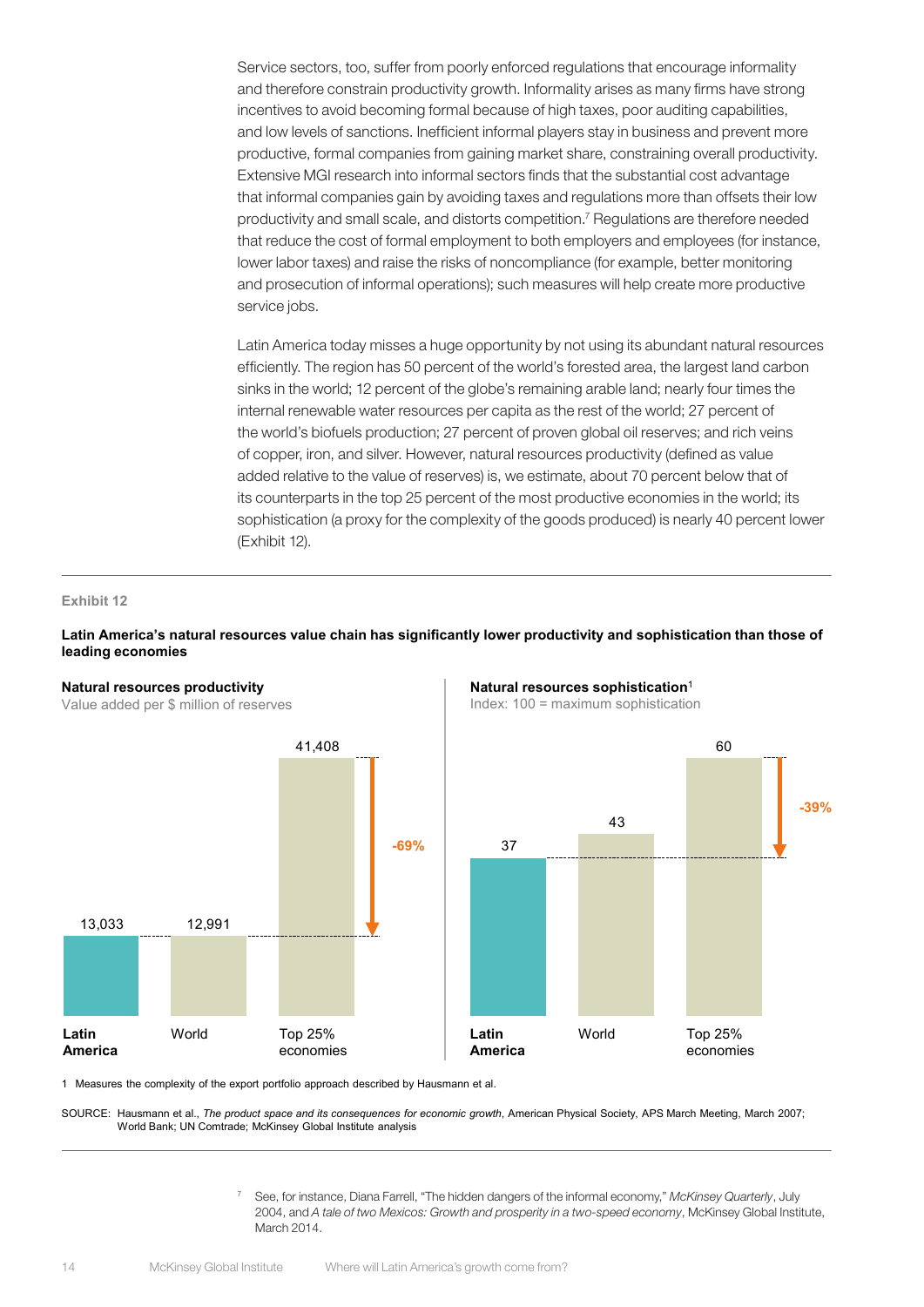Service sectors, too, suffer from poorly enforced regulations that encourage informality and therefore constrain productivity growth. Informality arises as many firms have strong incentives to avoid becoming formal because of high taxes, poor auditing capabilities, and low levels of sanctions. Inefficient informal players stay in business and prevent more productive, formal companies from gaining market share, constraining overall productivity. Extensive MGI research into informal sectors finds that the substantial cost advantage that informal companies gain by avoiding taxes and regulations more than offsets their low productivity and small scale, and distorts competition.[7] Regulations are therefore needed that reduce the cost of formal employment to both employers and employees (for instance, lower labor taxes) and raise the risks of noncompliance (for example, better monitoring and prosecution of informal operations); such measures will help create more productive service jobs.

Latin America today misses a huge opportunity by not using its abundant natural resources efficiently. The region has 50 percent of the world's forested area, the largest land carbon sinks in the world; 12 percent of the globe's remaining arable land; nearly four times the internal renewable water resources per capita as the rest of the world; 27 percent of the world's biofuels production; 27 percent of proven global oil reserves; and rich veins of copper, iron, and silver. However, natural resources productivity (defined as value added relative to the value of reserves) is, we estimate, about 70 percent below that of its counterparts in the top 25 percent of the most productive economies in the world; its sophistication (a proxy for the complexity of the goods produced) is nearly 40 percent lower (Exhibit 12).

**Exhibit 12**

**Latin America's natural resources value chain has significantly lower productivity and sophistication than those of leading economies**

**Natural resources productivity**
Value added per $ million of reserves

| | Latin America | World | Top 25% economies |
|---|---|---|---|
| Value | 13,033 | 12,991 | 41,408 |

Latin America vs. Top 25% economies: -69%

**Natural resources sophistication**[1]
Index: 100 = maximum sophistication

| | Latin America | World | Top 25% economies |
|---|---|---|---|
| Value | 37 | 43 | 60 |

Latin America vs. Top 25% economies: -39%

1 Measures the complexity of the export portfolio approach described by Hausmann et al.

SOURCE: Hausmann et al., *The product space and its consequences for economic growth*, American Physical Society, APS March Meeting, March 2007; World Bank; UN Comtrade; McKinsey Global Institute analysis

7 See, for instance, Diana Farrell, "The hidden dangers of the informal economy," *McKinsey Quarterly*, July 2004, and *A tale of two Mexicos: Growth and prosperity in a two-speed economy*, McKinsey Global Institute, March 2014.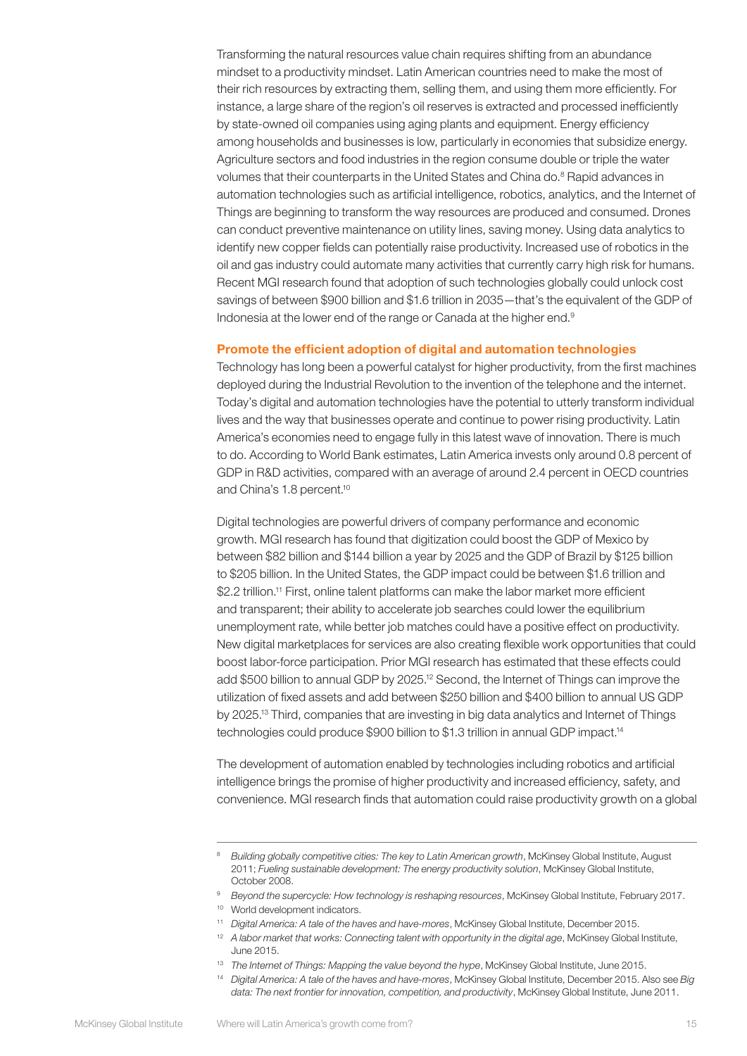Transforming the natural resources value chain requires shifting from an abundance mindset to a productivity mindset. Latin American countries need to make the most of their rich resources by extracting them, selling them, and using them more efficiently. For instance, a large share of the region's oil reserves is extracted and processed inefficiently by state-owned oil companies using aging plants and equipment. Energy efficiency among households and businesses is low, particularly in economies that subsidize energy. Agriculture sectors and food industries in the region consume double or triple the water volumes that their counterparts in the United States and China do.[8] Rapid advances in automation technologies such as artificial intelligence, robotics, analytics, and the Internet of Things are beginning to transform the way resources are produced and consumed. Drones can conduct preventive maintenance on utility lines, saving money. Using data analytics to identify new copper fields can potentially raise productivity. Increased use of robotics in the oil and gas industry could automate many activities that currently carry high risk for humans. Recent MGI research found that adoption of such technologies globally could unlock cost savings of between $900 billion and $1.6 trillion in 2035—that's the equivalent of the GDP of Indonesia at the lower end of the range or Canada at the higher end.[9]

### Promote the efficient adoption of digital and automation technologies

Technology has long been a powerful catalyst for higher productivity, from the first machines deployed during the Industrial Revolution to the invention of the telephone and the internet. Today's digital and automation technologies have the potential to utterly transform individual lives and the way that businesses operate and continue to power rising productivity. Latin America's economies need to engage fully in this latest wave of innovation. There is much to do. According to World Bank estimates, Latin America invests only around 0.8 percent of GDP in R&D activities, compared with an average of around 2.4 percent in OECD countries and China's 1.8 percent.[10]

Digital technologies are powerful drivers of company performance and economic growth. MGI research has found that digitization could boost the GDP of Mexico by between $82 billion and $144 billion a year by 2025 and the GDP of Brazil by $125 billion to $205 billion. In the United States, the GDP impact could be between $1.6 trillion and $2.2 trillion.[11] First, online talent platforms can make the labor market more efficient and transparent; their ability to accelerate job searches could lower the equilibrium unemployment rate, while better job matches could have a positive effect on productivity. New digital marketplaces for services are also creating flexible work opportunities that could boost labor-force participation. Prior MGI research has estimated that these effects could add $500 billion to annual GDP by 2025.[12] Second, the Internet of Things can improve the utilization of fixed assets and add between $250 billion and $400 billion to annual US GDP by 2025.[13] Third, companies that are investing in big data analytics and Internet of Things technologies could produce $900 billion to $1.3 trillion in annual GDP impact.[14]

The development of automation enabled by technologies including robotics and artificial intelligence brings the promise of higher productivity and increased efficiency, safety, and convenience. MGI research finds that automation could raise productivity growth on a global

---

[8] *Building globally competitive cities: The key to Latin American growth*, McKinsey Global Institute, August 2011; *Fueling sustainable development: The energy productivity solution*, McKinsey Global Institute, October 2008.

[9] *Beyond the supercycle: How technology is reshaping resources*, McKinsey Global Institute, February 2017.

[10] World development indicators.

[11] *Digital America: A tale of the haves and have-mores*, McKinsey Global Institute, December 2015.

[12] *A labor market that works: Connecting talent with opportunity in the digital age*, McKinsey Global Institute, June 2015.

[13] *The Internet of Things: Mapping the value beyond the hype*, McKinsey Global Institute, June 2015.

[14] *Digital America: A tale of the haves and have-mores*, McKinsey Global Institute, December 2015. Also see *Big data: The next frontier for innovation, competition, and productivity*, McKinsey Global Institute, June 2011.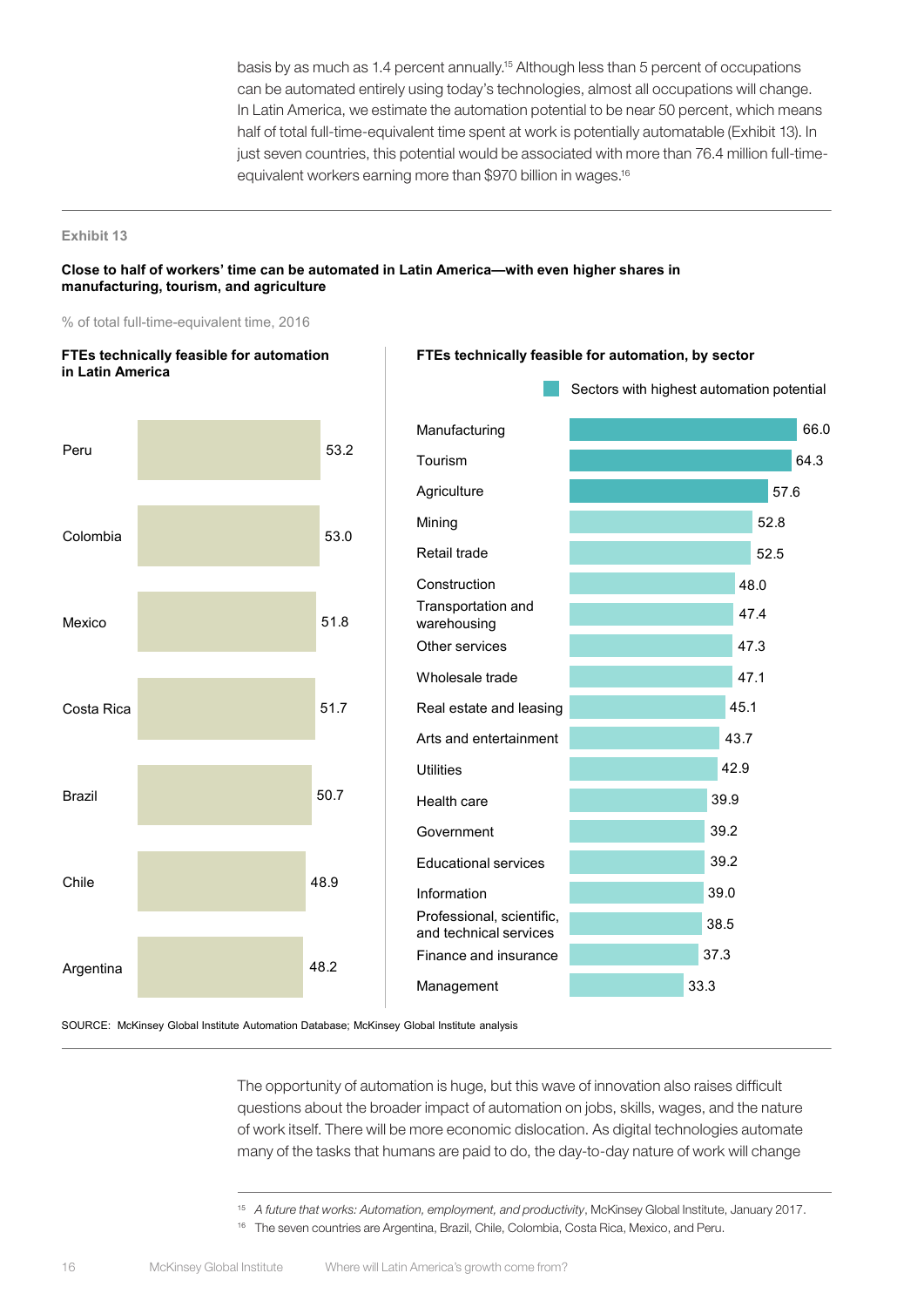basis by as much as 1.4 percent annually.[15] Although less than 5 percent of occupations can be automated entirely using today's technologies, almost all occupations will change. In Latin America, we estimate the automation potential to be near 50 percent, which means half of total full-time-equivalent time spent at work is potentially automatable (Exhibit 13). In just seven countries, this potential would be associated with more than 76.4 million full-time-equivalent workers earning more than $970 billion in wages.[16]

Exhibit 13

**Close to half of workers' time can be automated in Latin America—with even higher shares in manufacturing, tourism, and agriculture**

% of total full-time-equivalent time, 2016

**FTEs technically feasible for automation in Latin America**

| Country | % |
|---|---|
| Peru | 53.2 |
| Colombia | 53.0 |
| Mexico | 51.8 |
| Costa Rica | 51.7 |
| Brazil | 50.7 |
| Chile | 48.9 |
| Argentina | 48.2 |

**FTEs technically feasible for automation, by sector**

Sectors with highest automation potential: Manufacturing, Tourism, Agriculture

| Sector | % |
|---|---|
| Manufacturing | 66.0 |
| Tourism | 64.3 |
| Agriculture | 57.6 |
| Mining | 52.8 |
| Retail trade | 52.5 |
| Construction | 48.0 |
| Transportation and warehousing | 47.4 |
| Other services | 47.3 |
| Wholesale trade | 47.1 |
| Real estate and leasing | 45.1 |
| Arts and entertainment | 43.7 |
| Utilities | 42.9 |
| Health care | 39.9 |
| Government | 39.2 |
| Educational services | 39.2 |
| Information | 39.0 |
| Professional, scientific, and technical services | 38.5 |
| Finance and insurance | 37.3 |
| Management | 33.3 |

SOURCE: McKinsey Global Institute Automation Database; McKinsey Global Institute analysis

The opportunity of automation is huge, but this wave of innovation also raises difficult questions about the broader impact of automation on jobs, skills, wages, and the nature of work itself. There will be more economic dislocation. As digital technologies automate many of the tasks that humans are paid to do, the day-to-day nature of work will change

[15] *A future that works: Automation, employment, and productivity*, McKinsey Global Institute, January 2017.

[16] The seven countries are Argentina, Brazil, Chile, Colombia, Costa Rica, Mexico, and Peru.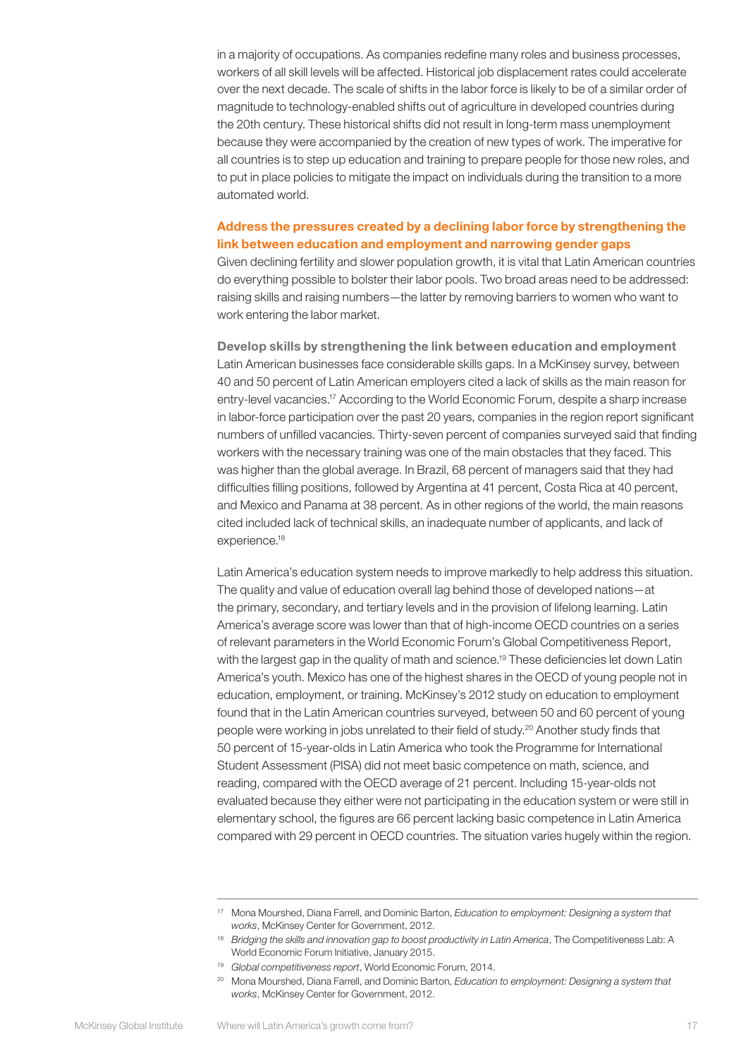in a majority of occupations. As companies redefine many roles and business processes, workers of all skill levels will be affected. Historical job displacement rates could accelerate over the next decade. The scale of shifts in the labor force is likely to be of a similar order of magnitude to technology-enabled shifts out of agriculture in developed countries during the 20th century. These historical shifts did not result in long-term mass unemployment because they were accompanied by the creation of new types of work. The imperative for all countries is to step up education and training to prepare people for those new roles, and to put in place policies to mitigate the impact on individuals during the transition to a more automated world.

### Address the pressures created by a declining labor force by strengthening the link between education and employment and narrowing gender gaps

Given declining fertility and slower population growth, it is vital that Latin American countries do everything possible to bolster their labor pools. Two broad areas need to be addressed: raising skills and raising numbers—the latter by removing barriers to women who want to work entering the labor market.

#### Develop skills by strengthening the link between education and employment

Latin American businesses face considerable skills gaps. In a McKinsey survey, between 40 and 50 percent of Latin American employers cited a lack of skills as the main reason for entry-level vacancies.[17] According to the World Economic Forum, despite a sharp increase in labor-force participation over the past 20 years, companies in the region report significant numbers of unfilled vacancies. Thirty-seven percent of companies surveyed said that finding workers with the necessary training was one of the main obstacles that they faced. This was higher than the global average. In Brazil, 68 percent of managers said that they had difficulties filling positions, followed by Argentina at 41 percent, Costa Rica at 40 percent, and Mexico and Panama at 38 percent. As in other regions of the world, the main reasons cited included lack of technical skills, an inadequate number of applicants, and lack of experience.[18]

Latin America's education system needs to improve markedly to help address this situation. The quality and value of education overall lag behind those of developed nations—at the primary, secondary, and tertiary levels and in the provision of lifelong learning. Latin America's average score was lower than that of high-income OECD countries on a series of relevant parameters in the World Economic Forum's Global Competitiveness Report, with the largest gap in the quality of math and science.[19] These deficiencies let down Latin America's youth. Mexico has one of the highest shares in the OECD of young people not in education, employment, or training. McKinsey's 2012 study on education to employment found that in the Latin American countries surveyed, between 50 and 60 percent of young people were working in jobs unrelated to their field of study.[20] Another study finds that 50 percent of 15-year-olds in Latin America who took the Programme for International Student Assessment (PISA) did not meet basic competence on math, science, and reading, compared with the OECD average of 21 percent. Including 15-year-olds not evaluated because they either were not participating in the education system or were still in elementary school, the figures are 66 percent lacking basic competence in Latin America compared with 29 percent in OECD countries. The situation varies hugely within the region.

---

[17] Mona Mourshed, Diana Farrell, and Dominic Barton, *Education to employment: Designing a system that works*, McKinsey Center for Government, 2012.

[18] *Bridging the skills and innovation gap to boost productivity in Latin America*, The Competitiveness Lab: A World Economic Forum Initiative, January 2015.

[19] *Global competitiveness report*, World Economic Forum, 2014.

[20] Mona Mourshed, Diana Farrell, and Dominic Barton, *Education to employment: Designing a system that works*, McKinsey Center for Government, 2012.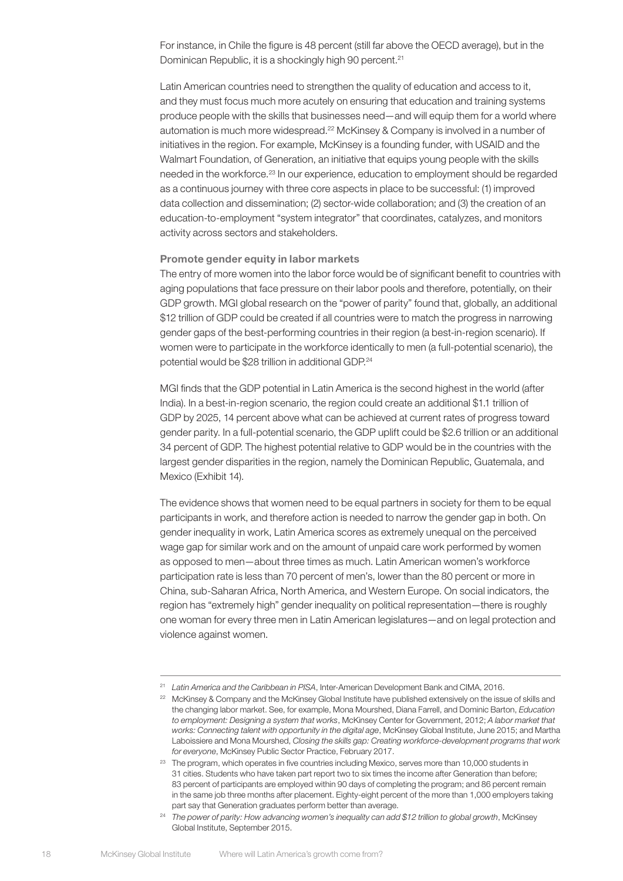For instance, in Chile the figure is 48 percent (still far above the OECD average), but in the Dominican Republic, it is a shockingly high 90 percent.[21]

Latin American countries need to strengthen the quality of education and access to it, and they must focus much more acutely on ensuring that education and training systems produce people with the skills that businesses need—and will equip them for a world where automation is much more widespread.[22] McKinsey & Company is involved in a number of initiatives in the region. For example, McKinsey is a founding funder, with USAID and the Walmart Foundation, of Generation, an initiative that equips young people with the skills needed in the workforce.[23] In our experience, education to employment should be regarded as a continuous journey with three core aspects in place to be successful: (1) improved data collection and dissemination; (2) sector-wide collaboration; and (3) the creation of an education-to-employment "system integrator" that coordinates, catalyzes, and monitors activity across sectors and stakeholders.

### Promote gender equity in labor markets

The entry of more women into the labor force would be of significant benefit to countries with aging populations that face pressure on their labor pools and therefore, potentially, on their GDP growth. MGI global research on the "power of parity" found that, globally, an additional $12 trillion of GDP could be created if all countries were to match the progress in narrowing gender gaps of the best-performing countries in their region (a best-in-region scenario). If women were to participate in the workforce identically to men (a full-potential scenario), the potential would be $28 trillion in additional GDP.[24]

MGI finds that the GDP potential in Latin America is the second highest in the world (after India). In a best-in-region scenario, the region could create an additional $1.1 trillion of GDP by 2025, 14 percent above what can be achieved at current rates of progress toward gender parity. In a full-potential scenario, the GDP uplift could be $2.6 trillion or an additional 34 percent of GDP. The highest potential relative to GDP would be in the countries with the largest gender disparities in the region, namely the Dominican Republic, Guatemala, and Mexico (Exhibit 14).

The evidence shows that women need to be equal partners in society for them to be equal participants in work, and therefore action is needed to narrow the gender gap in both. On gender inequality in work, Latin America scores as extremely unequal on the perceived wage gap for similar work and on the amount of unpaid care work performed by women as opposed to men—about three times as much. Latin American women's workforce participation rate is less than 70 percent of men's, lower than the 80 percent or more in China, sub-Saharan Africa, North America, and Western Europe. On social indicators, the region has "extremely high" gender inequality on political representation—there is roughly one woman for every three men in Latin American legislatures—and on legal protection and violence against women.

---

[21] *Latin America and the Caribbean in PISA*, Inter-American Development Bank and CIMA, 2016.

[22] McKinsey & Company and the McKinsey Global Institute have published extensively on the issue of skills and the changing labor market. See, for example, Mona Mourshed, Diana Farrell, and Dominic Barton, *Education to employment: Designing a system that works*, McKinsey Center for Government, 2012; *A labor market that works: Connecting talent with opportunity in the digital age*, McKinsey Global Institute, June 2015; and Martha Laboissiere and Mona Mourshed, *Closing the skills gap: Creating workforce-development programs that work for everyone*, McKinsey Public Sector Practice, February 2017.

[23] The program, which operates in five countries including Mexico, serves more than 10,000 students in 31 cities. Students who have taken part report two to six times the income after Generation than before; 83 percent of participants are employed within 90 days of completing the program; and 86 percent remain in the same job three months after placement. Eighty-eight percent of the more than 1,000 employers taking part say that Generation graduates perform better than average.

[24] *The power of parity: How advancing women's inequality can add $12 trillion to global growth*, McKinsey Global Institute, September 2015.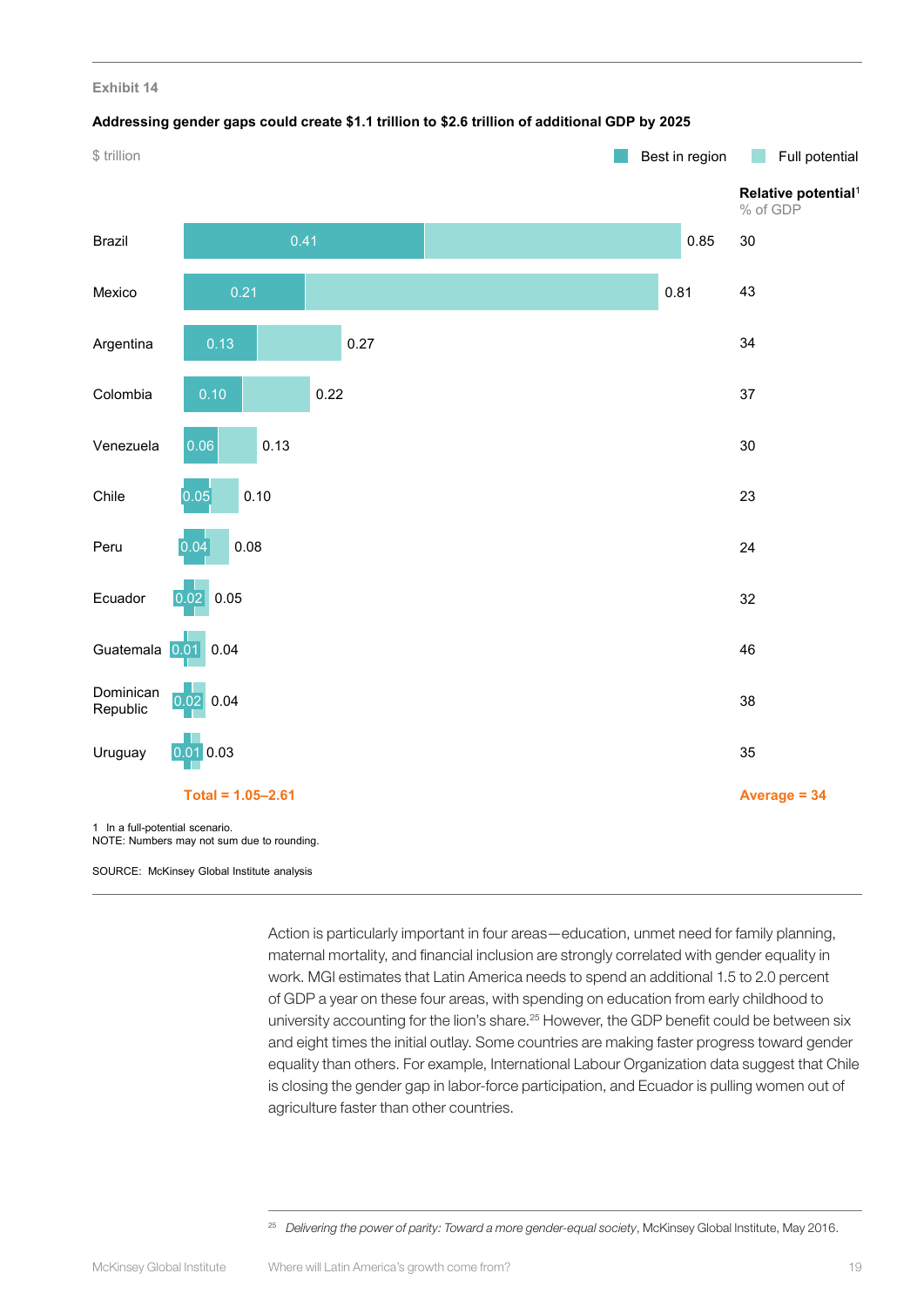Exhibit 14

**Addressing gender gaps could create $1.1 trillion to $2.6 trillion of additional GDP by 2025**

$ trillion

| Country | Best in region | Full potential | Relative potential[1] % of GDP |
|---|---|---|---|
| Brazil | 0.41 | 0.85 | 30 |
| Mexico | 0.21 | 0.81 | 43 |
| Argentina | 0.13 | 0.27 | 34 |
| Colombia | 0.10 | 0.22 | 37 |
| Venezuela | 0.06 | 0.13 | 30 |
| Chile | 0.05 | 0.10 | 23 |
| Peru | 0.04 | 0.08 | 24 |
| Ecuador | 0.02 | 0.05 | 32 |
| Guatemala | 0.01 | 0.04 | 46 |
| Dominican Republic | 0.02 | 0.04 | 38 |
| Uruguay | 0.01 | 0.03 | 35 |
| **Total = 1.05–2.61** | | | **Average = 34** |

1 In a full-potential scenario.
NOTE: Numbers may not sum due to rounding.

SOURCE: McKinsey Global Institute analysis

Action is particularly important in four areas—education, unmet need for family planning, maternal mortality, and financial inclusion are strongly correlated with gender equality in work. MGI estimates that Latin America needs to spend an additional 1.5 to 2.0 percent of GDP a year on these four areas, with spending on education from early childhood to university accounting for the lion's share.[25] However, the GDP benefit could be between six and eight times the initial outlay. Some countries are making faster progress toward gender equality than others. For example, International Labour Organization data suggest that Chile is closing the gender gap in labor-force participation, and Ecuador is pulling women out of agriculture faster than other countries.

[25] *Delivering the power of parity: Toward a more gender-equal society*, McKinsey Global Institute, May 2016.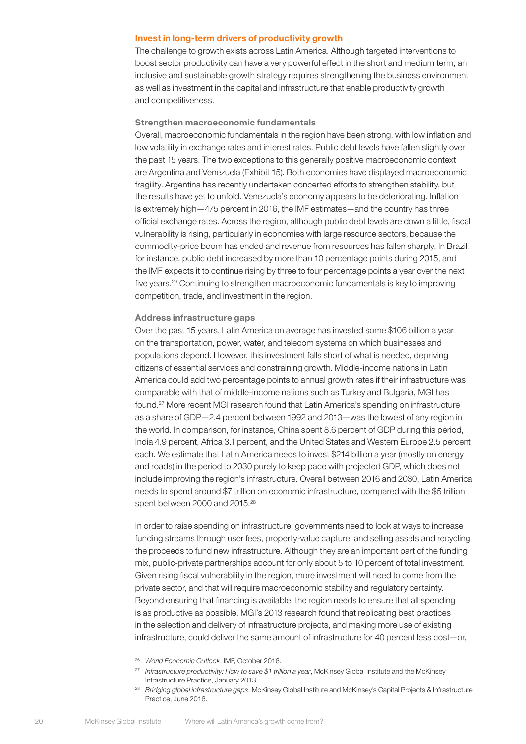### Invest in long-term drivers of productivity growth

The challenge to growth exists across Latin America. Although targeted interventions to boost sector productivity can have a very powerful effect in the short and medium term, an inclusive and sustainable growth strategy requires strengthening the business environment as well as investment in the capital and infrastructure that enable productivity growth and competitiveness.

#### Strengthen macroeconomic fundamentals

Overall, macroeconomic fundamentals in the region have been strong, with low inflation and low volatility in exchange rates and interest rates. Public debt levels have fallen slightly over the past 15 years. The two exceptions to this generally positive macroeconomic context are Argentina and Venezuela (Exhibit 15). Both economies have displayed macroeconomic fragility. Argentina has recently undertaken concerted efforts to strengthen stability, but the results have yet to unfold. Venezuela's economy appears to be deteriorating. Inflation is extremely high—475 percent in 2016, the IMF estimates—and the country has three official exchange rates. Across the region, although public debt levels are down a little, fiscal vulnerability is rising, particularly in economies with large resource sectors, because the commodity-price boom has ended and revenue from resources has fallen sharply. In Brazil, for instance, public debt increased by more than 10 percentage points during 2015, and the IMF expects it to continue rising by three to four percentage points a year over the next five years.[26] Continuing to strengthen macroeconomic fundamentals is key to improving competition, trade, and investment in the region.

#### Address infrastructure gaps

Over the past 15 years, Latin America on average has invested some $106 billion a year on the transportation, power, water, and telecom systems on which businesses and populations depend. However, this investment falls short of what is needed, depriving citizens of essential services and constraining growth. Middle-income nations in Latin America could add two percentage points to annual growth rates if their infrastructure was comparable with that of middle-income nations such as Turkey and Bulgaria, MGI has found.[27] More recent MGI research found that Latin America's spending on infrastructure as a share of GDP—2.4 percent between 1992 and 2013—was the lowest of any region in the world. In comparison, for instance, China spent 8.6 percent of GDP during this period, India 4.9 percent, Africa 3.1 percent, and the United States and Western Europe 2.5 percent each. We estimate that Latin America needs to invest $214 billion a year (mostly on energy and roads) in the period to 2030 purely to keep pace with projected GDP, which does not include improving the region's infrastructure. Overall between 2016 and 2030, Latin America needs to spend around $7 trillion on economic infrastructure, compared with the $5 trillion spent between 2000 and 2015.[28]

In order to raise spending on infrastructure, governments need to look at ways to increase funding streams through user fees, property-value capture, and selling assets and recycling the proceeds to fund new infrastructure. Although they are an important part of the funding mix, public-private partnerships account for only about 5 to 10 percent of total investment. Given rising fiscal vulnerability in the region, more investment will need to come from the private sector, and that will require macroeconomic stability and regulatory certainty. Beyond ensuring that financing is available, the region needs to ensure that all spending is as productive as possible. MGI's 2013 research found that replicating best practices in the selection and delivery of infrastructure projects, and making more use of existing infrastructure, could deliver the same amount of infrastructure for 40 percent less cost—or,

---

[26] *World Economic Outlook*, IMF, October 2016.

[27] *Infrastructure productivity: How to save $1 trillion a year*, McKinsey Global Institute and the McKinsey Infrastructure Practice, January 2013.

[28] *Bridging global infrastructure gaps*, McKinsey Global Institute and McKinsey's Capital Projects & Infrastructure Practice, June 2016.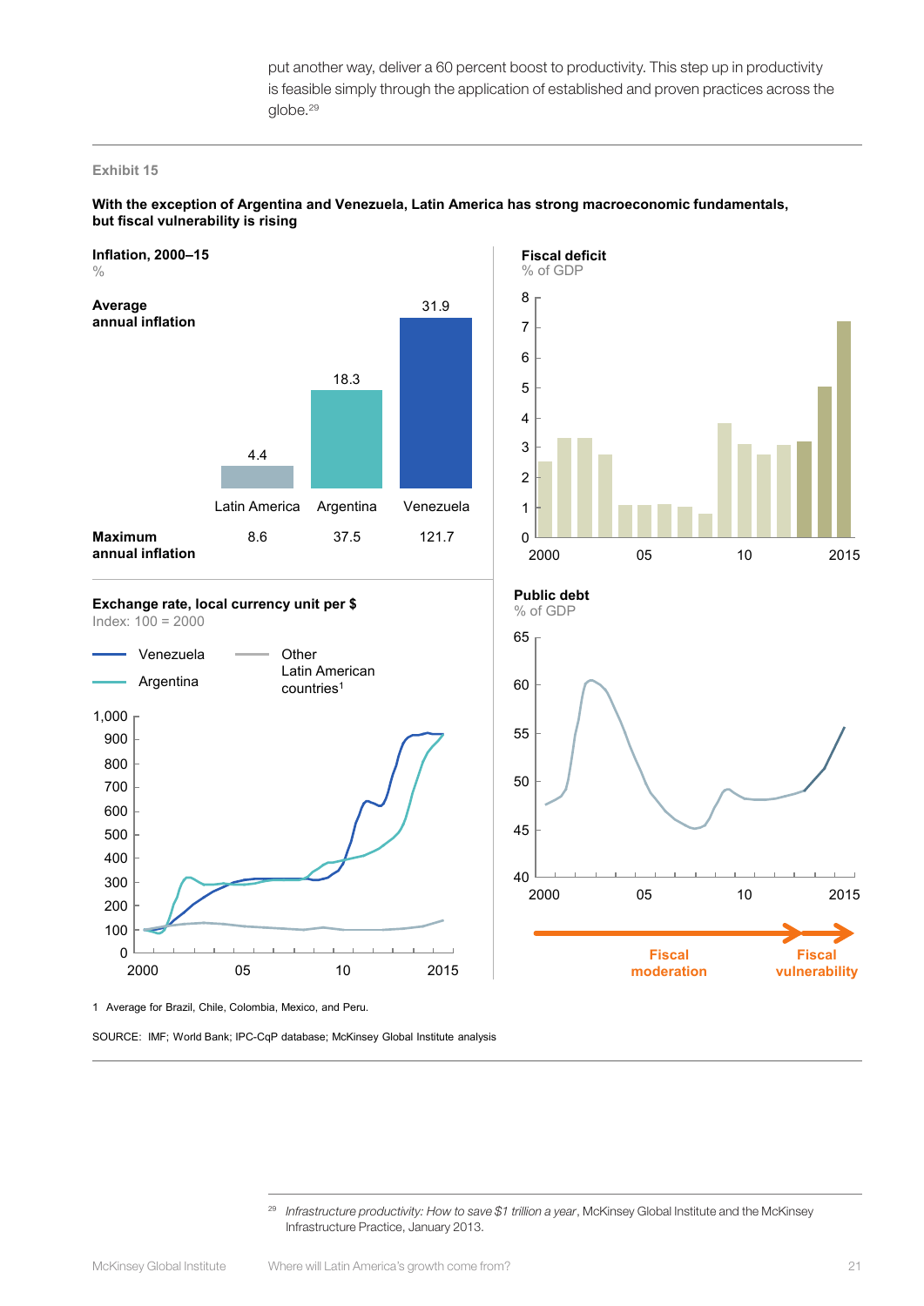put another way, deliver a 60 percent boost to productivity. This step up in productivity is feasible simply through the application of established and proven practices across the globe.[29]

**Exhibit 15**

**With the exception of Argentina and Venezuela, Latin America has strong macroeconomic fundamentals, but fiscal vulnerability is rising**

**Inflation, 2000–15**
%

| | Latin America | Argentina | Venezuela |
|---|---|---|---|
| **Average annual inflation** | 4.4 | 18.3 | 31.9 |
| **Maximum annual inflation** | 8.6 | 37.5 | 121.7 |

**Fiscal deficit**
% of GDP

**Exchange rate, local currency unit per $**
Index: 100 = 2000

Venezuela; Argentina; Other Latin American countries[1]

**Public debt**
% of GDP

Fiscal moderation → Fiscal vulnerability

1 Average for Brazil, Chile, Colombia, Mexico, and Peru.

SOURCE: IMF; World Bank; IPC-CqP database; McKinsey Global Institute analysis

---

[29] *Infrastructure productivity: How to save $1 trillion a year*, McKinsey Global Institute and the McKinsey Infrastructure Practice, January 2013.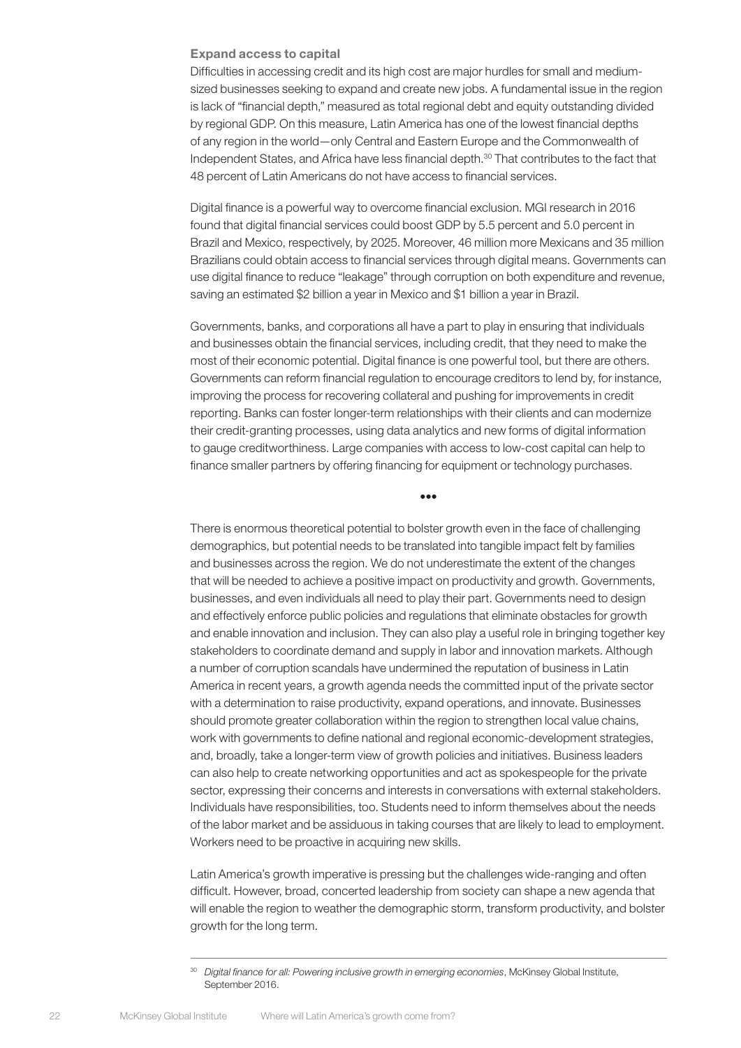### Expand access to capital

Difficulties in accessing credit and its high cost are major hurdles for small and medium-sized businesses seeking to expand and create new jobs. A fundamental issue in the region is lack of "financial depth," measured as total regional debt and equity outstanding divided by regional GDP. On this measure, Latin America has one of the lowest financial depths of any region in the world—only Central and Eastern Europe and the Commonwealth of Independent States, and Africa have less financial depth.[30] That contributes to the fact that 48 percent of Latin Americans do not have access to financial services.

Digital finance is a powerful way to overcome financial exclusion. MGI research in 2016 found that digital financial services could boost GDP by 5.5 percent and 5.0 percent in Brazil and Mexico, respectively, by 2025. Moreover, 46 million more Mexicans and 35 million Brazilians could obtain access to financial services through digital means. Governments can use digital finance to reduce "leakage" through corruption on both expenditure and revenue, saving an estimated $2 billion a year in Mexico and $1 billion a year in Brazil.

Governments, banks, and corporations all have a part to play in ensuring that individuals and businesses obtain the financial services, including credit, that they need to make the most of their economic potential. Digital finance is one powerful tool, but there are others. Governments can reform financial regulation to encourage creditors to lend by, for instance, improving the process for recovering collateral and pushing for improvements in credit reporting. Banks can foster longer-term relationships with their clients and can modernize their credit-granting processes, using data analytics and new forms of digital information to gauge creditworthiness. Large companies with access to low-cost capital can help to finance smaller partners by offering financing for equipment or technology purchases.

•••

There is enormous theoretical potential to bolster growth even in the face of challenging demographics, but potential needs to be translated into tangible impact felt by families and businesses across the region. We do not underestimate the extent of the changes that will be needed to achieve a positive impact on productivity and growth. Governments, businesses, and even individuals all need to play their part. Governments need to design and effectively enforce public policies and regulations that eliminate obstacles for growth and enable innovation and inclusion. They can also play a useful role in bringing together key stakeholders to coordinate demand and supply in labor and innovation markets. Although a number of corruption scandals have undermined the reputation of business in Latin America in recent years, a growth agenda needs the committed input of the private sector with a determination to raise productivity, expand operations, and innovate. Businesses should promote greater collaboration within the region to strengthen local value chains, work with governments to define national and regional economic-development strategies, and, broadly, take a longer-term view of growth policies and initiatives. Business leaders can also help to create networking opportunities and act as spokespeople for the private sector, expressing their concerns and interests in conversations with external stakeholders. Individuals have responsibilities, too. Students need to inform themselves about the needs of the labor market and be assiduous in taking courses that are likely to lead to employment. Workers need to be proactive in acquiring new skills.

Latin America's growth imperative is pressing but the challenges wide-ranging and often difficult. However, broad, concerted leadership from society can shape a new agenda that will enable the region to weather the demographic storm, transform productivity, and bolster growth for the long term.

---

[30] *Digital finance for all: Powering inclusive growth in emerging economies*, McKinsey Global Institute, September 2016.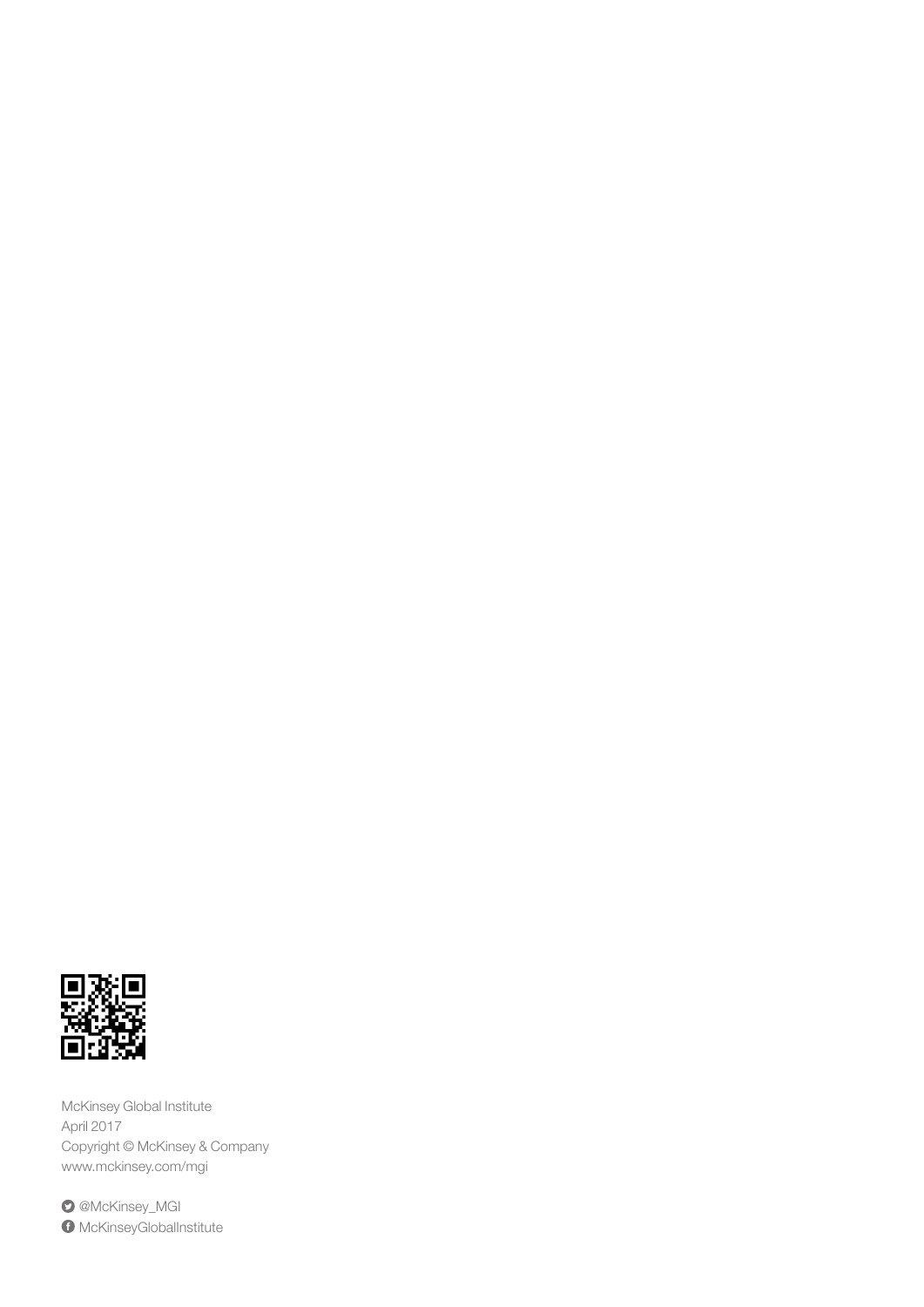McKinsey Global Institute
April 2017
Copyright © McKinsey & Company
www.mckinsey.com/mgi

@McKinsey_MGI
McKinseyGlobalInstitute